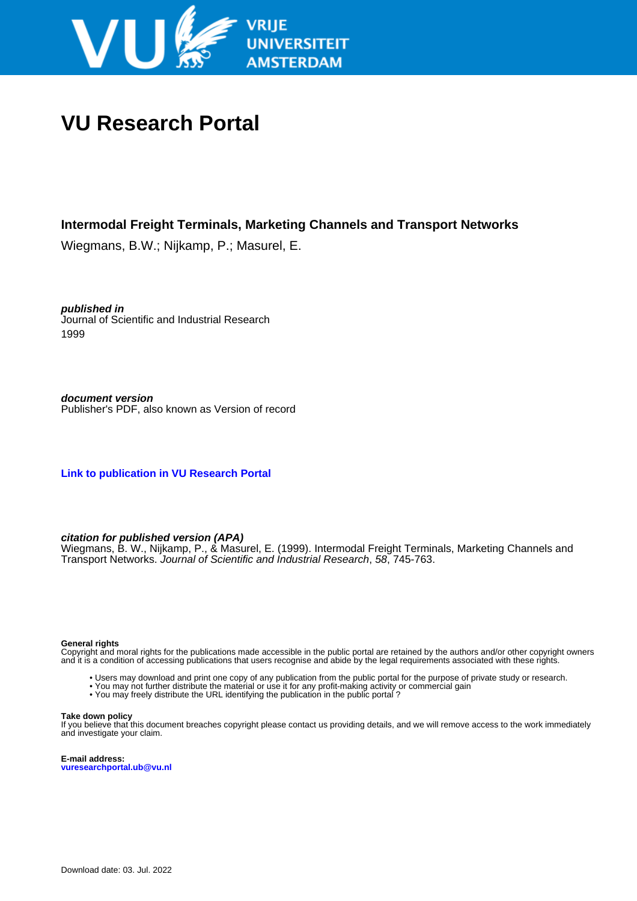# VU Research Portal

**Intermodal Freight Terminals, Marketing Channels and Transport Networks**

Wiegmans, B.W.; Nijkamp, P.; Masurel, E.

***published in***
Journal of Scientific and Industrial Research
1999

***document version***
Publisher's PDF, also known as Version of record

**Link to publication in VU Research Portal**

***citation for published version (APA)***
Wiegmans, B. W., Nijkamp, P., & Masurel, E. (1999). Intermodal Freight Terminals, Marketing Channels and Transport Networks. *Journal of Scientific and Industrial Research*, *58*, 745-763.

**General rights**
Copyright and moral rights for the publications made accessible in the public portal are retained by the authors and/or other copyright owners and it is a condition of accessing publications that users recognise and abide by the legal requirements associated with these rights.

- Users may download and print one copy of any publication from the public portal for the purpose of private study or research.
- You may not further distribute the material or use it for any profit-making activity or commercial gain
- You may freely distribute the URL identifying the publication in the public portal ?

**Take down policy**
If you believe that this document breaches copyright please contact us providing details, and we will remove access to the work immediately and investigate your claim.

**E-mail address:**
**vuresearchportal.ub@vu.nl**

Download date: 03. Jul. 2022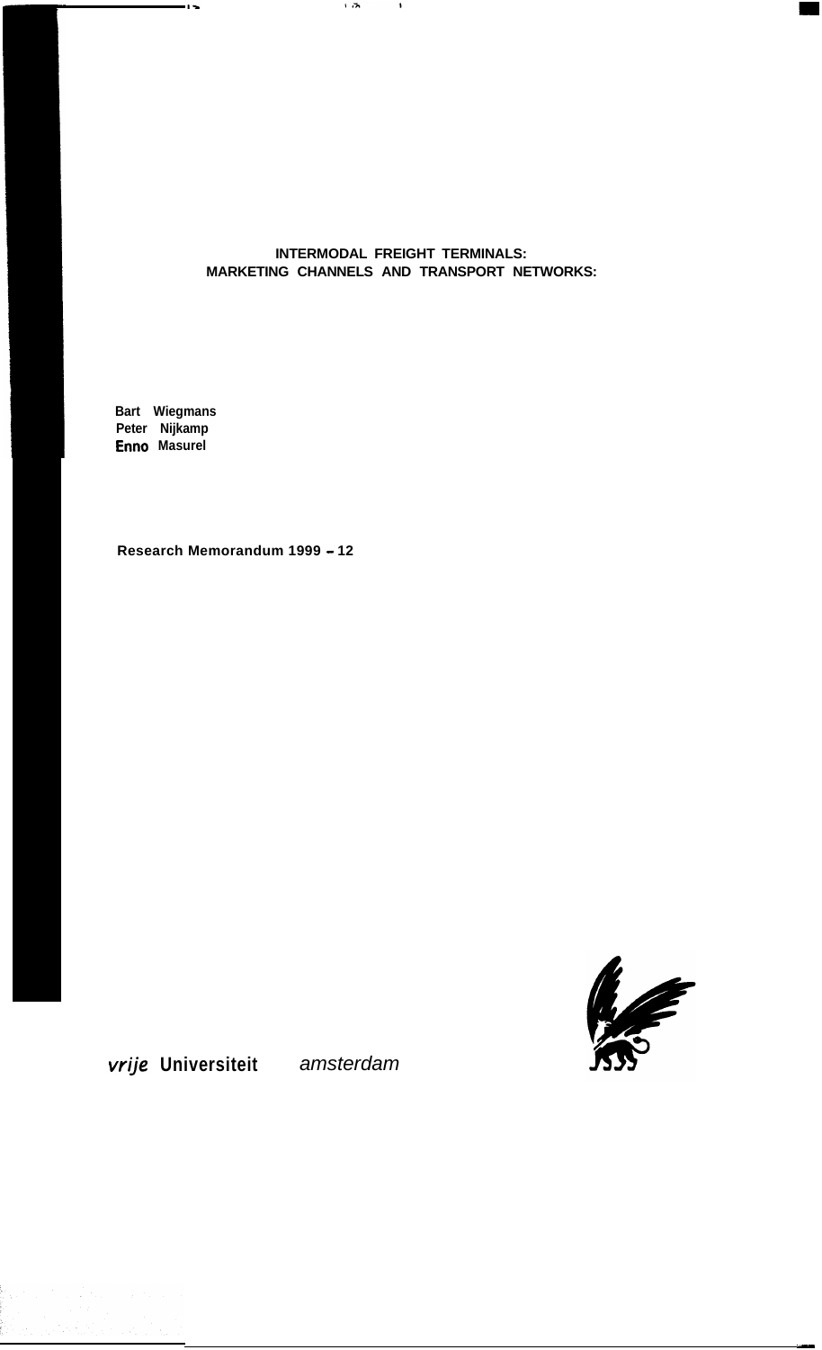**INTERMODAL FREIGHT TERMINALS:**
**MARKETING CHANNELS AND TRANSPORT NETWORKS:**

**Bart Wiegmans**
**Peter Nijkamp**
**Enno Masurel**

**Research Memorandum 1999 - 12**

*vrije* **Universiteit** *amsterdam*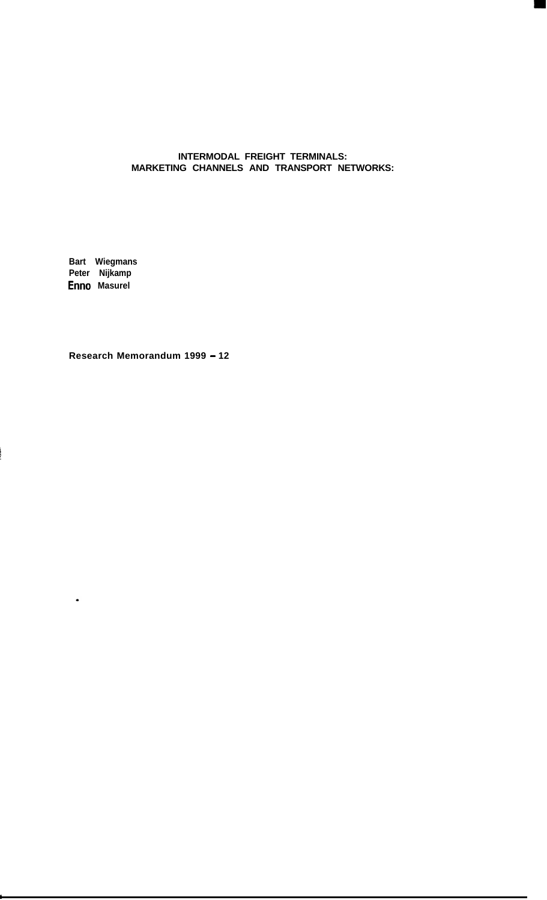# INTERMODAL FREIGHT TERMINALS: MARKETING CHANNELS AND TRANSPORT NETWORKS:

**Bart Wiegmans**
**Peter Nijkamp**
**Enno Masurel**

**Research Memorandum 1999 - 12**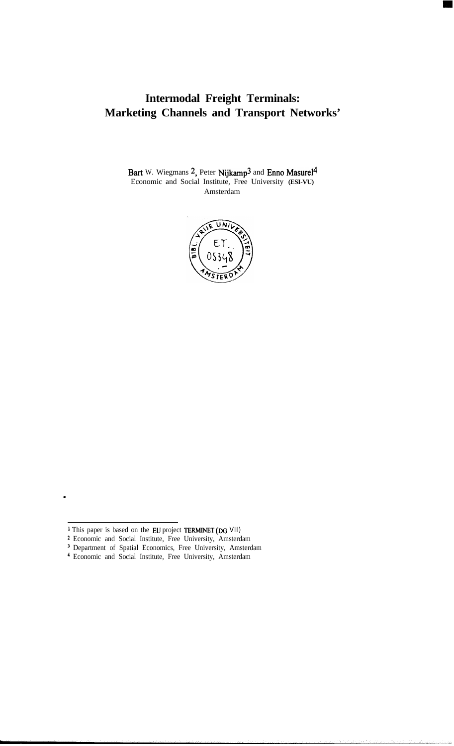# Intermodal Freight Terminals: Marketing Channels and Transport Networks[1]

Bart W. Wiegmans [2], Peter Nijkamp[3] and Enno Masurel[4]
Economic and Social Institute, Free University (ESI-VU)
Amsterdam

[1] This paper is based on the EU project TERMINET (DG VII)

[2] Economic and Social Institute, Free University, Amsterdam

[3] Department of Spatial Economics, Free University, Amsterdam

[4] Economic and Social Institute, Free University, Amsterdam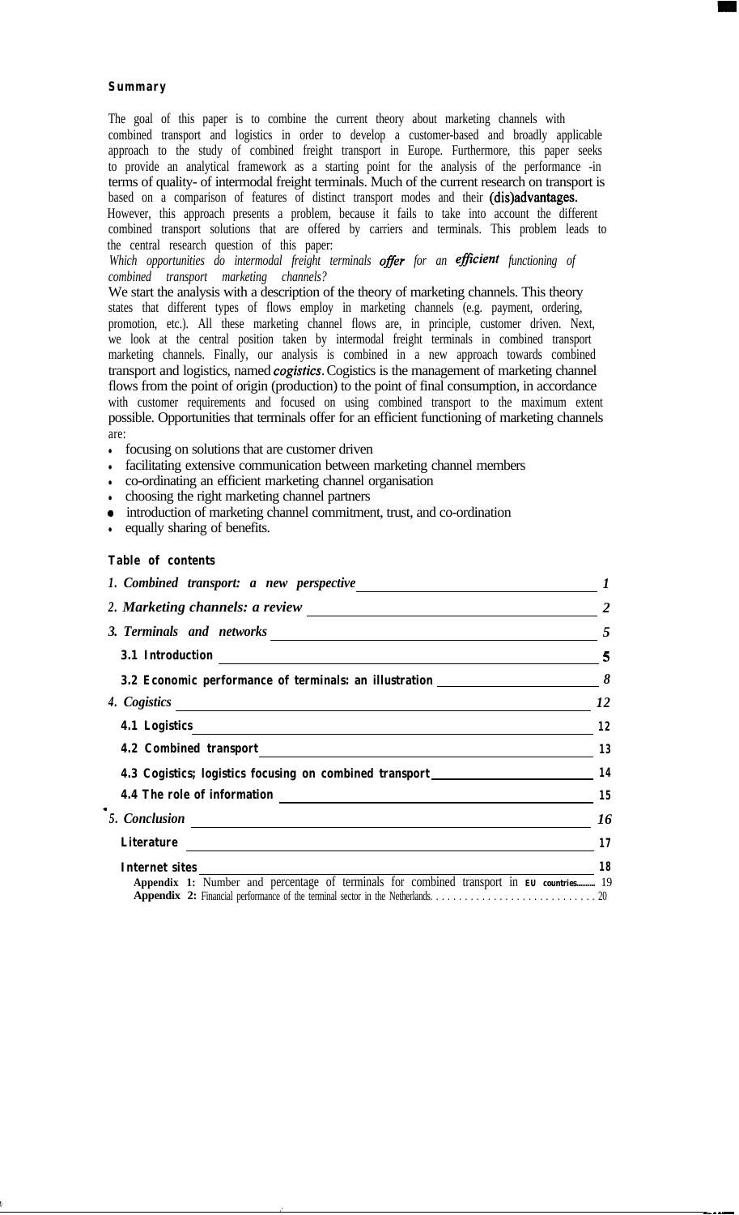## Summary

The goal of this paper is to combine the current theory about marketing channels with combined transport and logistics in order to develop a customer-based and broadly applicable approach to the study of combined freight transport in Europe. Furthermore, this paper seeks to provide an analytical framework as a starting point for the analysis of the performance -in terms of quality- of intermodal freight terminals. Much of the current research on transport is based on a comparison of features of distinct transport modes and their (dis)advantages. However, this approach presents a problem, because it fails to take into account the different combined transport solutions that are offered by carriers and terminals. This problem leads to the central research question of this paper:

*Which opportunities do intermodal freight terminals offer for an efficient functioning of combined transport marketing channels?*

We start the analysis with a description of the theory of marketing channels. This theory states that different types of flows employ in marketing channels (e.g. payment, ordering, promotion, etc.). All these marketing channel flows are, in principle, customer driven. Next, we look at the central position taken by intermodal freight terminals in combined transport marketing channels. Finally, our analysis is combined in a new approach towards combined transport and logistics, named *cogistics*. Cogistics is the management of marketing channel flows from the point of origin (production) to the point of final consumption, in accordance with customer requirements and focused on using combined transport to the maximum extent possible. Opportunities that terminals offer for an efficient functioning of marketing channels are:

- focusing on solutions that are customer driven
- facilitating extensive communication between marketing channel members
- co-ordinating an efficient marketing channel organisation
- choosing the right marketing channel partners
- introduction of marketing channel commitment, trust, and co-ordination
- equally sharing of benefits.

## Table of contents

| | |
|---|---|
| *1. Combined transport: a new perspective* | *1* |
| *2. Marketing channels: a review* | *2* |
| *3. Terminals and networks* | *5* |
| 3.1 Introduction | 5 |
| 3.2 Economic performance of terminals: an illustration | 8 |
| *4. Cogistics* | *12* |
| 4.1 Logistics | 12 |
| 4.2 Combined transport | 13 |
| 4.3 Cogistics; logistics focusing on combined transport | 14 |
| 4.4 The role of information | 15 |
| *5. Conclusion* | *16* |
| Literature | 17 |
| Internet sites | 18 |
| **Appendix 1:** Number and percentage of terminals for combined transport in EU countries | 19 |
| **Appendix 2:** Financial performance of the terminal sector in the Netherlands | 20 |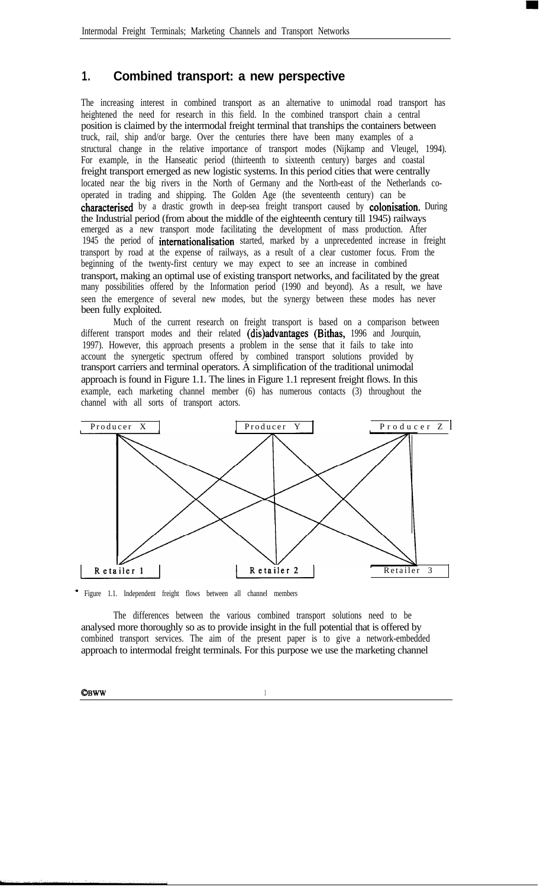## 1. Combined transport: a new perspective

The increasing interest in combined transport as an alternative to unimodal road transport has heightened the need for research in this field. In the combined transport chain a central position is claimed by the intermodal freight terminal that tranships the containers between truck, rail, ship and/or barge. Over the centuries there have been many examples of a structural change in the relative importance of transport modes (Nijkamp and Vleugel, 1994). For example, in the Hanseatic period (thirteenth to sixteenth century) barges and coastal freight transport emerged as new logistic systems. In this period cities that were centrally located near the big rivers in the North of Germany and the North-east of the Netherlands co-operated in trading and shipping. The Golden Age (the seventeenth century) can be characterised by a drastic growth in deep-sea freight transport caused by colonisation. During the Industrial period (from about the middle of the eighteenth century till 1945) railways emerged as a new transport mode facilitating the development of mass production. After 1945 the period of internationalisation started, marked by a unprecedented increase in freight transport by road at the expense of railways, as a result of a clear customer focus. From the beginning of the twenty-first century we may expect to see an increase in combined transport, making an optimal use of existing transport networks, and facilitated by the great many possibilities offered by the Information period (1990 and beyond). As a result, we have seen the emergence of several new modes, but the synergy between these modes has never been fully exploited.

Much of the current research on freight transport is based on a comparison between different transport modes and their related (dis)advantages (Bithas, 1996 and Jourquin, 1997). However, this approach presents a problem in the sense that it fails to take into account the synergetic spectrum offered by combined transport solutions provided by transport carriers and terminal operators. A simplification of the traditional unimodal approach is found in Figure 1.1. The lines in Figure 1.1 represent freight flows. In this example, each marketing channel member (6) has numerous contacts (3) throughout the channel with all sorts of transport actors.

Producer X | Producer Y | Producer Z

Retailer 1 | Retailer 2 | Retailer 3

Figure 1.1. Independent freight flows between all channel members

The differences between the various combined transport solutions need to be analysed more thoroughly so as to provide insight in the full potential that is offered by combined transport services. The aim of the present paper is to give a network-embedded approach to intermodal freight terminals. For this purpose we use the marketing channel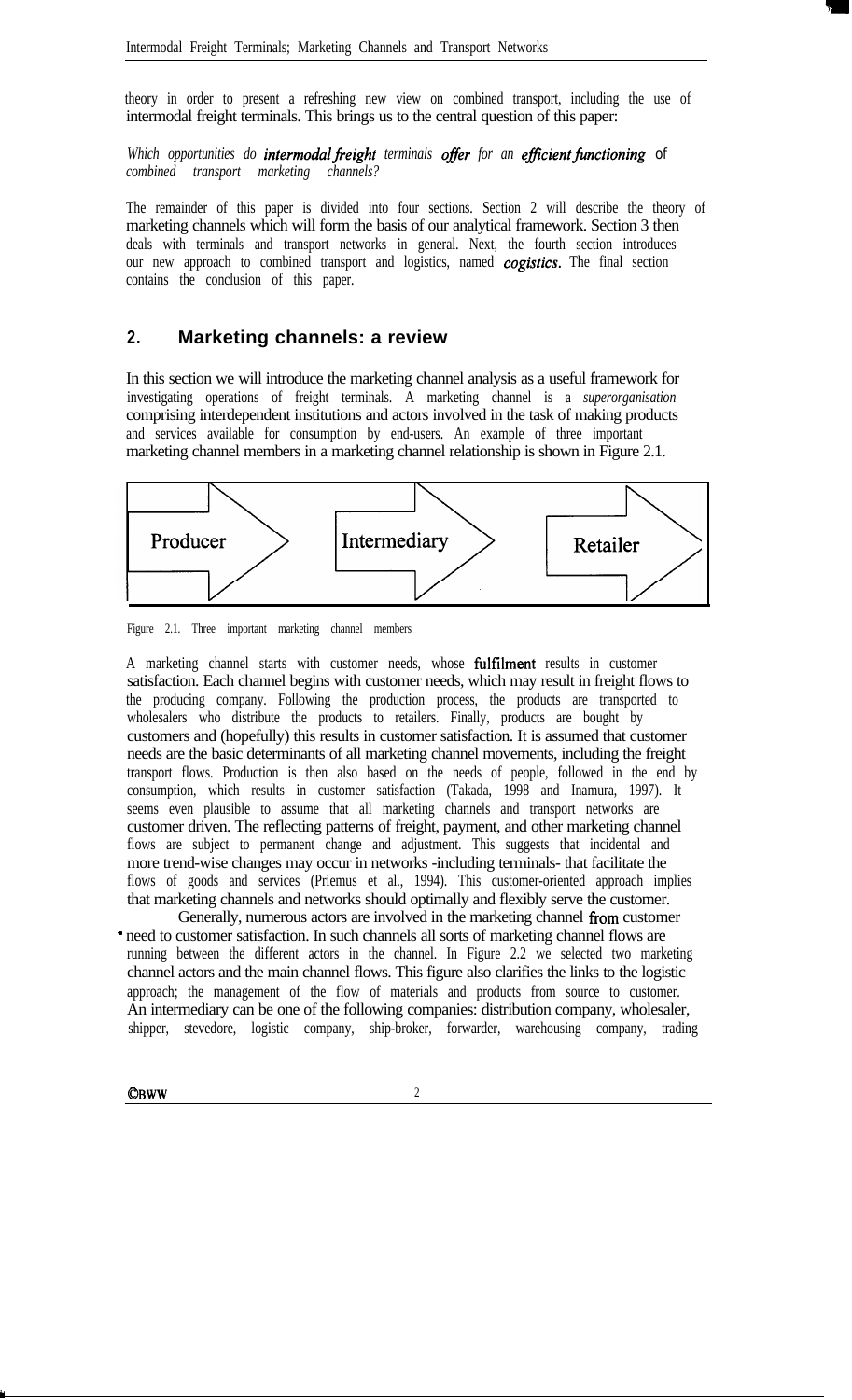theory in order to present a refreshing new view on combined transport, including the use of intermodal freight terminals. This brings us to the central question of this paper:

*Which opportunities do **intermodal freight** terminals **offer** for an **efficient functioning** of combined transport marketing channels?*

The remainder of this paper is divided into four sections. Section 2 will describe the theory of marketing channels which will form the basis of our analytical framework. Section 3 then deals with terminals and transport networks in general. Next, the fourth section introduces our new approach to combined transport and logistics, named ***cogistics***. The final section contains the conclusion of this paper.

## 2. Marketing channels: a review

In this section we will introduce the marketing channel analysis as a useful framework for investigating operations of freight terminals. A marketing channel is a *superorganisation* comprising interdependent institutions and actors involved in the task of making products and services available for consumption by end-users. An example of three important marketing channel members in a marketing channel relationship is shown in Figure 2.1.

Producer → Intermediary → Retailer

Figure 2.1. Three important marketing channel members

A marketing channel starts with customer needs, whose fulfilment results in customer satisfaction. Each channel begins with customer needs, which may result in freight flows to the producing company. Following the production process, the products are transported to wholesalers who distribute the products to retailers. Finally, products are bought by customers and (hopefully) this results in customer satisfaction. It is assumed that customer needs are the basic determinants of all marketing channel movements, including the freight transport flows. Production is then also based on the needs of people, followed in the end by consumption, which results in customer satisfaction (Takada, 1998 and Inamura, 1997). It seems even plausible to assume that all marketing channels and transport networks are customer driven. The reflecting patterns of freight, payment, and other marketing channel flows are subject to permanent change and adjustment. This suggests that incidental and more trend-wise changes may occur in networks -including terminals- that facilitate the flows of goods and services (Priemus et al., 1994). This customer-oriented approach implies that marketing channels and networks should optimally and flexibly serve the customer.

Generally, numerous actors are involved in the marketing channel from customer need to customer satisfaction. In such channels all sorts of marketing channel flows are running between the different actors in the channel. In Figure 2.2 we selected two marketing channel actors and the main channel flows. This figure also clarifies the links to the logistic approach; the management of the flow of materials and products from source to customer. An intermediary can be one of the following companies: distribution company, wholesaler, shipper, stevedore, logistic company, ship-broker, forwarder, warehousing company, trading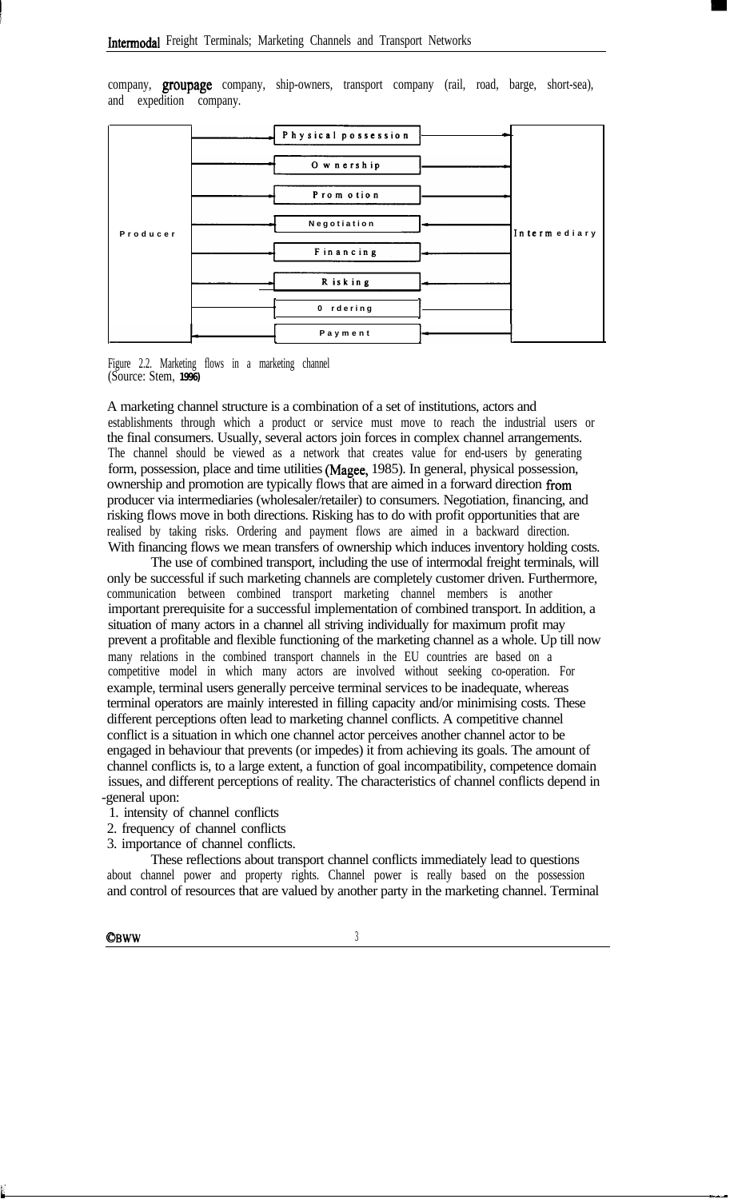company, groupage company, ship-owners, transport company (rail, road, barge, short-sea), and expedition company.

| Producer | | Intermediary |
|---|---|---|
| | Physical possession | |
| | Ownership | |
| | Promotion | |
| | Negotiation | |
| | Financing | |
| | Risking | |
| | Ordering | |
| | Payment | |

Figure 2.2. Marketing flows in a marketing channel
(Source: Stem, 1996)

A marketing channel structure is a combination of a set of institutions, actors and establishments through which a product or service must move to reach the industrial users or the final consumers. Usually, several actors join forces in complex channel arrangements. The channel should be viewed as a network that creates value for end-users by generating form, possession, place and time utilities (Magee, 1985). In general, physical possession, ownership and promotion are typically flows that are aimed in a forward direction from producer via intermediaries (wholesaler/retailer) to consumers. Negotiation, financing, and risking flows move in both directions. Risking has to do with profit opportunities that are realised by taking risks. Ordering and payment flows are aimed in a backward direction. With financing flows we mean transfers of ownership which induces inventory holding costs.

The use of combined transport, including the use of intermodal freight terminals, will only be successful if such marketing channels are completely customer driven. Furthermore, communication between combined transport marketing channel members is another important prerequisite for a successful implementation of combined transport. In addition, a situation of many actors in a channel all striving individually for maximum profit may prevent a profitable and flexible functioning of the marketing channel as a whole. Up till now many relations in the combined transport channels in the EU countries are based on a competitive model in which many actors are involved without seeking co-operation. For example, terminal users generally perceive terminal services to be inadequate, whereas terminal operators are mainly interested in filling capacity and/or minimising costs. These different perceptions often lead to marketing channel conflicts. A competitive channel conflict is a situation in which one channel actor perceives another channel actor to be engaged in behaviour that prevents (or impedes) it from achieving its goals. The amount of channel conflicts is, to a large extent, a function of goal incompatibility, competence domain issues, and different perceptions of reality. The characteristics of channel conflicts depend in general upon:

1. intensity of channel conflicts
2. frequency of channel conflicts
3. importance of channel conflicts.

These reflections about transport channel conflicts immediately lead to questions about channel power and property rights. Channel power is really based on the possession and control of resources that are valued by another party in the marketing channel. Terminal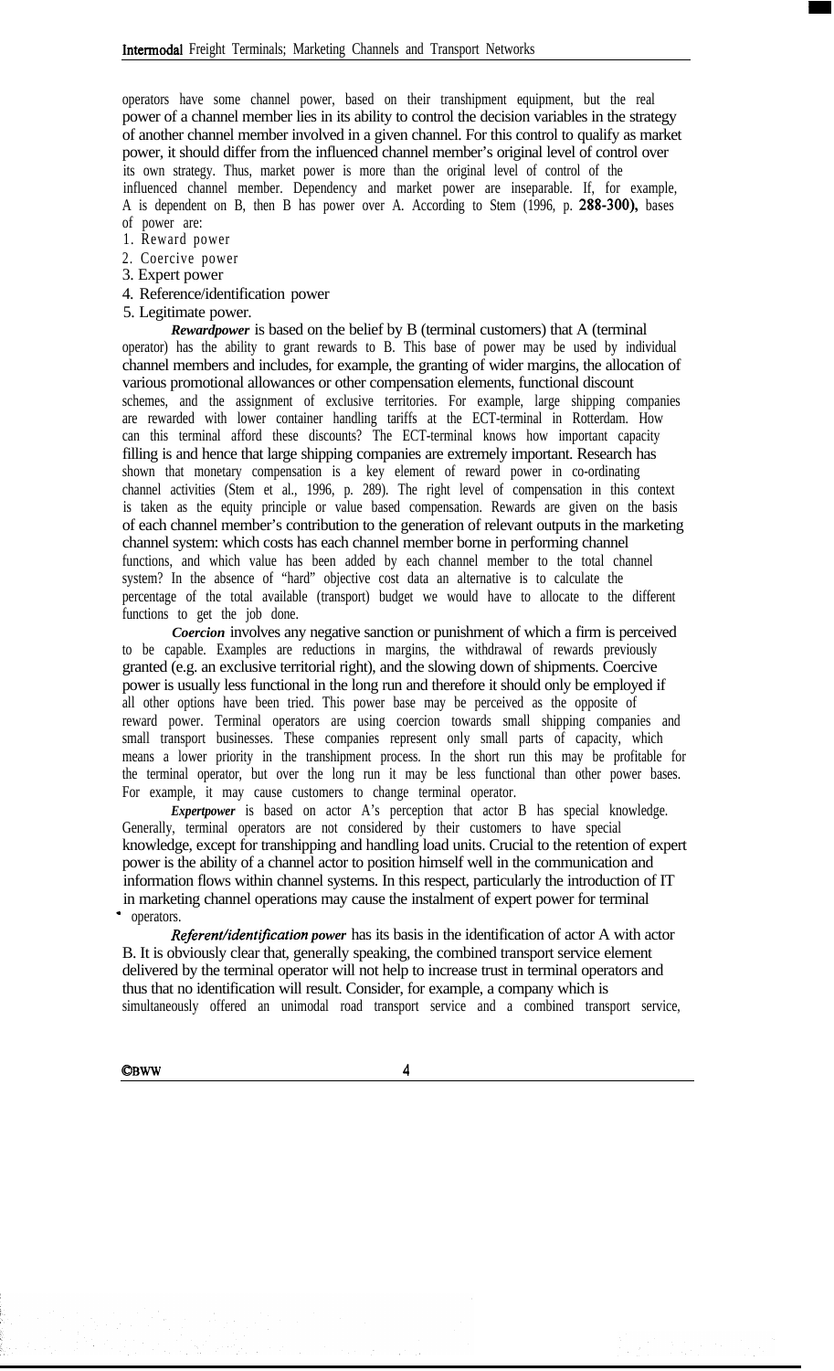operators have some channel power, based on their transhipment equipment, but the real power of a channel member lies in its ability to control the decision variables in the strategy of another channel member involved in a given channel. For this control to qualify as market power, it should differ from the influenced channel member's original level of control over its own strategy. Thus, market power is more than the original level of control of the influenced channel member. Dependency and market power are inseparable. If, for example, A is dependent on B, then B has power over A. According to Stem (1996, p. **288-300),** bases of power are:

1. Reward power
2. Coercive power
3. Expert power
4. Reference/identification power
5. Legitimate power.

***Rewardpower*** is based on the belief by B (terminal customers) that A (terminal operator) has the ability to grant rewards to B. This base of power may be used by individual channel members and includes, for example, the granting of wider margins, the allocation of various promotional allowances or other compensation elements, functional discount schemes, and the assignment of exclusive territories. For example, large shipping companies are rewarded with lower container handling tariffs at the ECT-terminal in Rotterdam. How can this terminal afford these discounts? The ECT-terminal knows how important capacity filling is and hence that large shipping companies are extremely important. Research has shown that monetary compensation is a key element of reward power in co-ordinating channel activities (Stem et al., 1996, p. 289). The right level of compensation in this context is taken as the equity principle or value based compensation. Rewards are given on the basis of each channel member's contribution to the generation of relevant outputs in the marketing channel system: which costs has each channel member borne in performing channel functions, and which value has been added by each channel member to the total channel system? In the absence of "hard" objective cost data an alternative is to calculate the percentage of the total available (transport) budget we would have to allocate to the different functions to get the job done.

***Coercion*** involves any negative sanction or punishment of which a firm is perceived to be capable. Examples are reductions in margins, the withdrawal of rewards previously granted (e.g. an exclusive territorial right), and the slowing down of shipments. Coercive power is usually less functional in the long run and therefore it should only be employed if all other options have been tried. This power base may be perceived as the opposite of reward power. Terminal operators are using coercion towards small shipping companies and small transport businesses. These companies represent only small parts of capacity, which means a lower priority in the transhipment process. In the short run this may be profitable for the terminal operator, but over the long run it may be less functional than other power bases. For example, it may cause customers to change terminal operator.

***Expertpower*** is based on actor A's perception that actor B has special knowledge. Generally, terminal operators are not considered by their customers to have special knowledge, except for transhipping and handling load units. Crucial to the retention of expert power is the ability of a channel actor to position himself well in the communication and information flows within channel systems. In this respect, particularly the introduction of IT in marketing channel operations may cause the instalment of expert power for terminal operators.

***Referent/identification power*** has its basis in the identification of actor A with actor B. It is obviously clear that, generally speaking, the combined transport service element delivered by the terminal operator will not help to increase trust in terminal operators and thus that no identification will result. Consider, for example, a company which is simultaneously offered an unimodal road transport service and a combined transport service,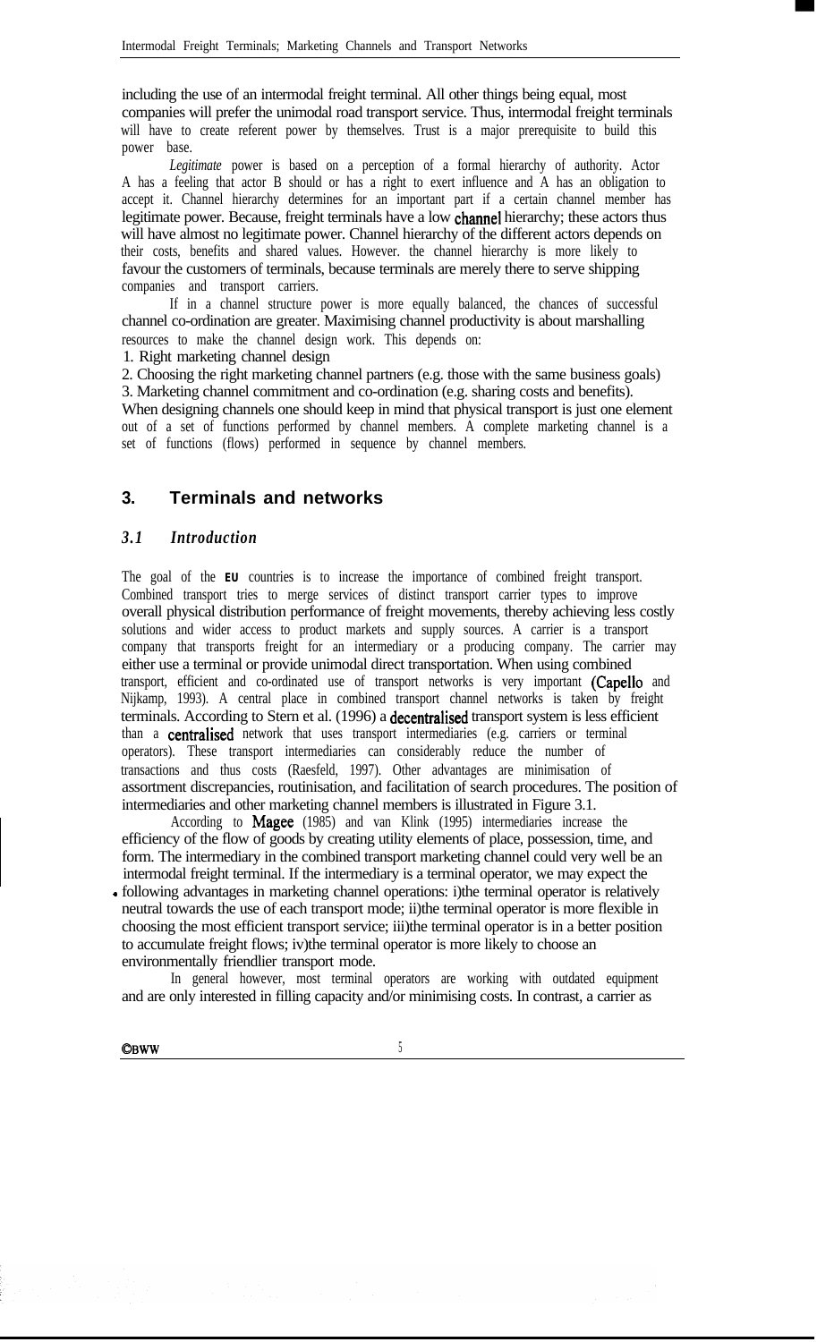including the use of an intermodal freight terminal. All other things being equal, most companies will prefer the unimodal road transport service. Thus, intermodal freight terminals will have to create referent power by themselves. Trust is a major prerequisite to build this power base.

*Legitimate* power is based on a perception of a formal hierarchy of authority. Actor A has a feeling that actor B should or has a right to exert influence and A has an obligation to accept it. Channel hierarchy determines for an important part if a certain channel member has legitimate power. Because, freight terminals have a low channel hierarchy; these actors thus will have almost no legitimate power. Channel hierarchy of the different actors depends on their costs, benefits and shared values. However. the channel hierarchy is more likely to favour the customers of terminals, because terminals are merely there to serve shipping companies and transport carriers.

If in a channel structure power is more equally balanced, the chances of successful channel co-ordination are greater. Maximising channel productivity is about marshalling resources to make the channel design work. This depends on:

1. Right marketing channel design
2. Choosing the right marketing channel partners (e.g. those with the same business goals)
3. Marketing channel commitment and co-ordination (e.g. sharing costs and benefits).

When designing channels one should keep in mind that physical transport is just one element out of a set of functions performed by channel members. A complete marketing channel is a set of functions (flows) performed in sequence by channel members.

## 3. Terminals and networks

### *3.1 Introduction*

The goal of the EU countries is to increase the importance of combined freight transport. Combined transport tries to merge services of distinct transport carrier types to improve overall physical distribution performance of freight movements, thereby achieving less costly solutions and wider access to product markets and supply sources. A carrier is a transport company that transports freight for an intermediary or a producing company. The carrier may either use a terminal or provide unimodal direct transportation. When using combined transport, efficient and co-ordinated use of transport networks is very important (Capello and Nijkamp, 1993). A central place in combined transport channel networks is taken by freight terminals. According to Stern et al. (1996) a decentralised transport system is less efficient than a centralised network that uses transport intermediaries (e.g. carriers or terminal operators). These transport intermediaries can considerably reduce the number of transactions and thus costs (Raesfeld, 1997). Other advantages are minimisation of assortment discrepancies, routinisation, and facilitation of search procedures. The position of intermediaries and other marketing channel members is illustrated in Figure 3.1.

According to Magee (1985) and van Klink (1995) intermediaries increase the efficiency of the flow of goods by creating utility elements of place, possession, time, and form. The intermediary in the combined transport marketing channel could very well be an intermodal freight terminal. If the intermediary is a terminal operator, we may expect the following advantages in marketing channel operations: i)the terminal operator is relatively neutral towards the use of each transport mode; ii)the terminal operator is more flexible in choosing the most efficient transport service; iii)the terminal operator is in a better position to accumulate freight flows; iv)the terminal operator is more likely to choose an environmentally friendlier transport mode.

In general however, most terminal operators are working with outdated equipment and are only interested in filling capacity and/or minimising costs. In contrast, a carrier as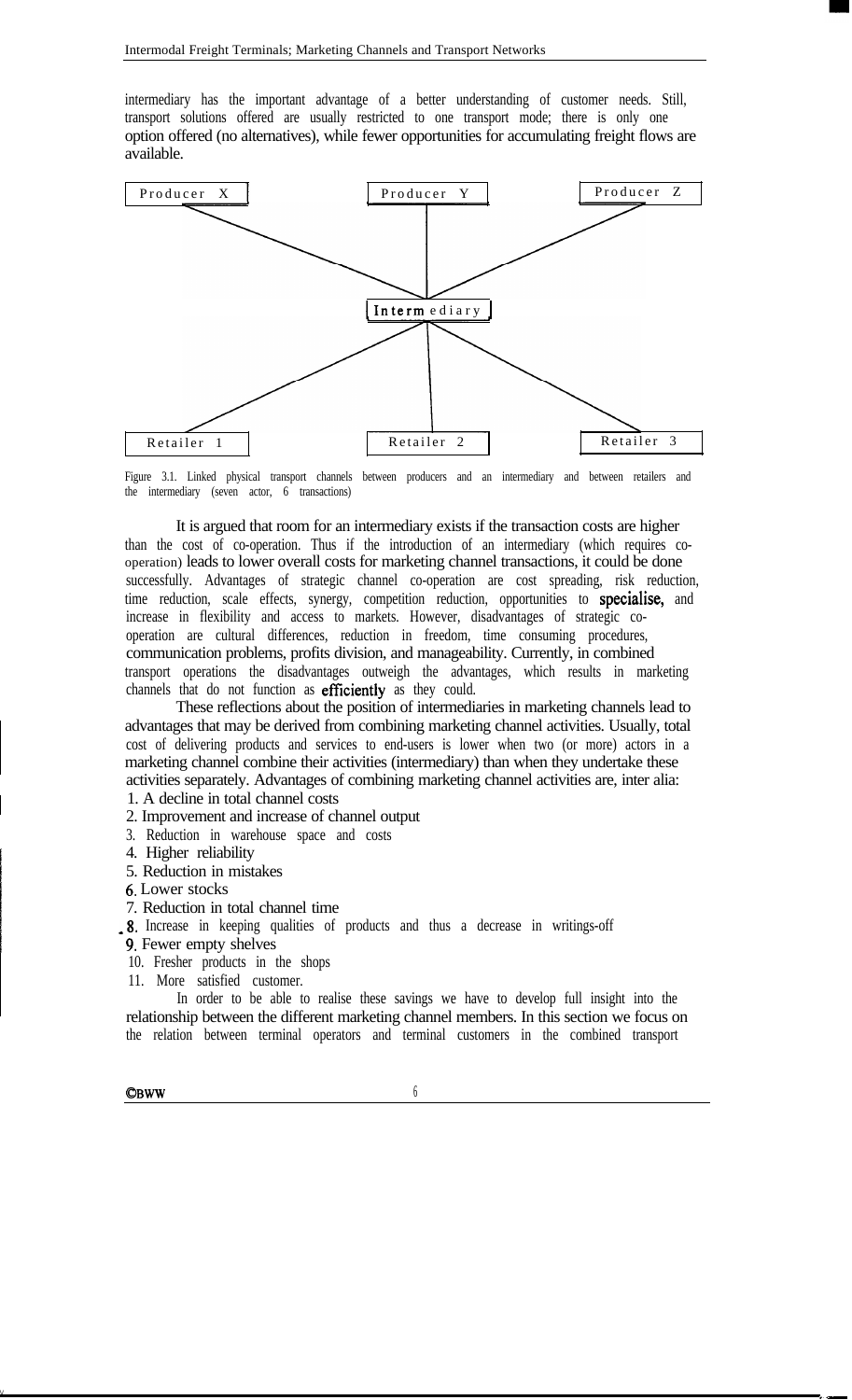intermediary has the important advantage of a better understanding of customer needs. Still, transport solutions offered are usually restricted to one transport mode; there is only one option offered (no alternatives), while fewer opportunities for accumulating freight flows are available.

Producer X | Producer Y | Producer Z

Intermediary

Retailer 1 | Retailer 2 | Retailer 3

Figure 3.1. Linked physical transport channels between producers and an intermediary and between retailers and the intermediary (seven actor, 6 transactions)

It is argued that room for an intermediary exists if the transaction costs are higher than the cost of co-operation. Thus if the introduction of an intermediary (which requires co-operation) leads to lower overall costs for marketing channel transactions, it could be done successfully. Advantages of strategic channel co-operation are cost spreading, risk reduction, time reduction, scale effects, synergy, competition reduction, opportunities to specialise, and increase in flexibility and access to markets. However, disadvantages of strategic co-operation are cultural differences, reduction in freedom, time consuming procedures, communication problems, profits division, and manageability. Currently, in combined transport operations the disadvantages outweigh the advantages, which results in marketing channels that do not function as efficiently as they could.

These reflections about the position of intermediaries in marketing channels lead to advantages that may be derived from combining marketing channel activities. Usually, total cost of delivering products and services to end-users is lower when two (or more) actors in a marketing channel combine their activities (intermediary) than when they undertake these activities separately. Advantages of combining marketing channel activities are, inter alia:

1. A decline in total channel costs
2. Improvement and increase of channel output
3. Reduction in warehouse space and costs
4. Higher reliability
5. Reduction in mistakes
6. Lower stocks
7. Reduction in total channel time
8. Increase in keeping qualities of products and thus a decrease in writings-off
9. Fewer empty shelves
10. Fresher products in the shops
11. More satisfied customer.

In order to be able to realise these savings we have to develop full insight into the relationship between the different marketing channel members. In this section we focus on the relation between terminal operators and terminal customers in the combined transport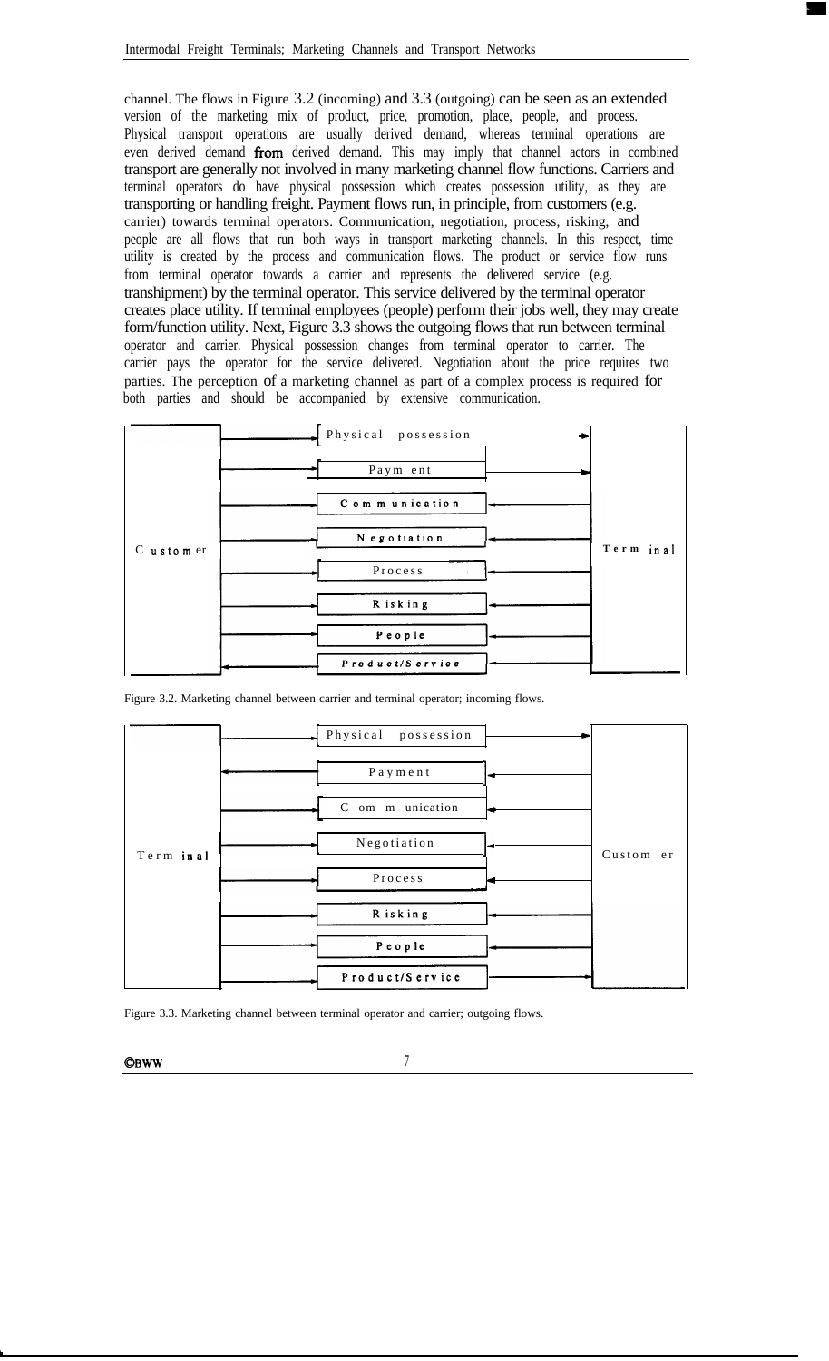channel. The flows in Figure 3.2 (incoming) and 3.3 (outgoing) can be seen as an extended version of the marketing mix of product, price, promotion, place, people, and process. Physical transport operations are usually derived demand, whereas terminal operations are even derived demand **from** derived demand. This may imply that channel actors in combined transport are generally not involved in many marketing channel flow functions. Carriers and terminal operators do have physical possession which creates possession utility, as they are transporting or handling freight. Payment flows run, in principle, from customers (e.g. carrier) towards terminal operators. Communication, negotiation, process, risking, and people are all flows that run both ways in transport marketing channels. In this respect, time utility is created by the process and communication flows. The product or service flow runs from terminal operator towards a carrier and represents the delivered service (e.g. transhipment) by the terminal operator. This service delivered by the terminal operator creates place utility. If terminal employees (people) perform their jobs well, they may create form/function utility. Next, Figure 3.3 shows the outgoing flows that run between terminal operator and carrier. Physical possession changes from terminal operator to carrier. The carrier pays the operator for the service delivered. Negotiation about the price requires two parties. The perception of a marketing channel as part of a complex process is required for both parties and should be accompanied by extensive communication.

| Customer | Flow | Terminal |
| --- | --- | --- |
| | Physical possession | |
| | Payment | |
| | Communication | |
| | Negotiation | |
| | Process | |
| | Risking | |
| | People | |
| | Product/Service | |

Figure 3.2. Marketing channel between carrier and terminal operator; incoming flows.

| Terminal | Flow | Customer |
| --- | --- | --- |
| | Physical possession | |
| | Payment | |
| | Communication | |
| | Negotiation | |
| | Process | |
| | Risking | |
| | People | |
| | Product/Service | |

Figure 3.3. Marketing channel between terminal operator and carrier; outgoing flows.

©BWW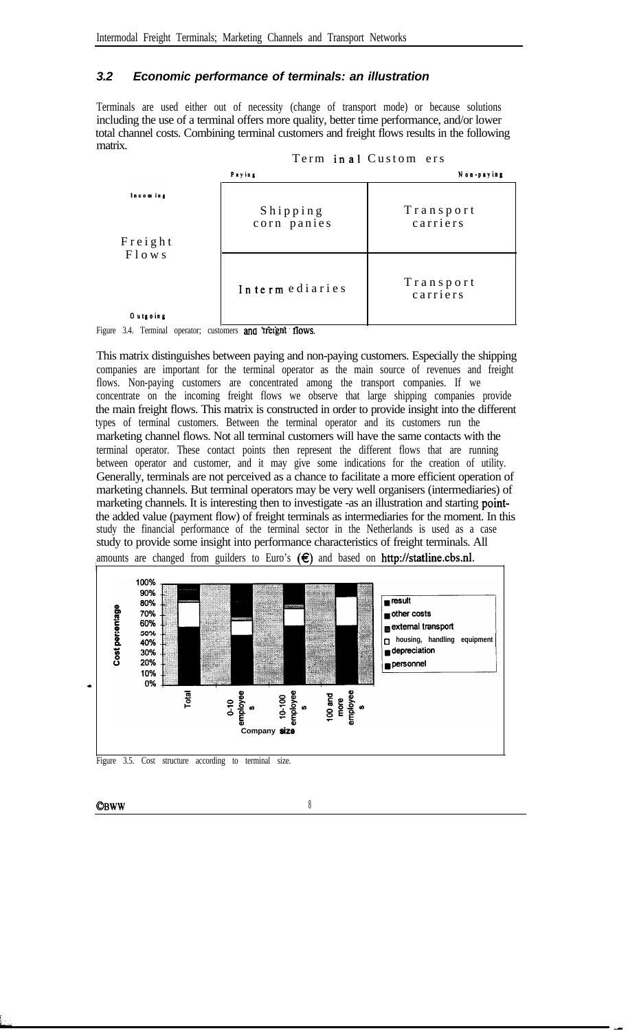### 3.2 Economic performance of terminals: an illustration

Terminals are used either out of necessity (change of transport mode) or because solutions including the use of a terminal offers more quality, better time performance, and/or lower total channel costs. Combining terminal customers and freight flows results in the following matrix.

| | | Terminal Customers | |
|---|---|---|---|
| | | Paying | Non-paying |
| Freight Flows | Incoming | Shipping companies | Transport carriers |
| | Outgoing | Intermediaries | Transport carriers |

Figure 3.4. Terminal operator; customers and freight flows.

This matrix distinguishes between paying and non-paying customers. Especially the shipping companies are important for the terminal operator as the main source of revenues and freight flows. Non-paying customers are concentrated among the transport companies. If we concentrate on the incoming freight flows we observe that large shipping companies provide the main freight flows. This matrix is constructed in order to provide insight into the different types of terminal customers. Between the terminal operator and its customers run the marketing channel flows. Not all terminal customers will have the same contacts with the terminal operator. These contact points then represent the different flows that are running between operator and customer, and it may give some indications for the creation of utility. Generally, terminals are not perceived as a chance to facilitate a more efficient operation of marketing channels. But terminal operators may be very well organisers (intermediaries) of marketing channels. It is interesting then to investigate -as an illustration and starting point- the added value (payment flow) of freight terminals as intermediaries for the moment. In this study the financial performance of the terminal sector in the Netherlands is used as a case study to provide some insight into performance characteristics of freight terminals. All amounts are changed from guilders to Euro's (€) and based on http://statline.cbs.nl.

Figure 3.5. Cost structure according to terminal size.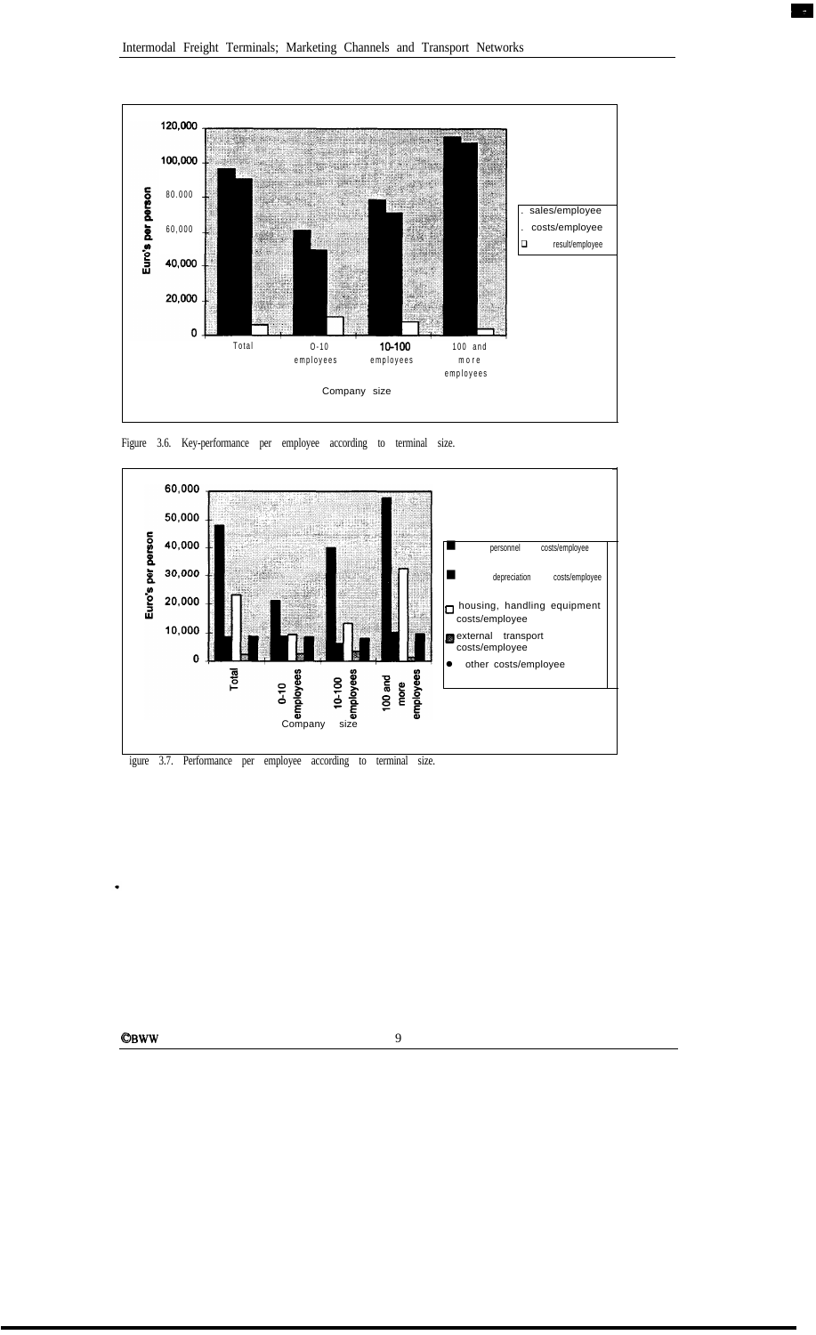Figure 3.6. Key-performance per employee according to terminal size.

igure 3.7. Performance per employee according to terminal size.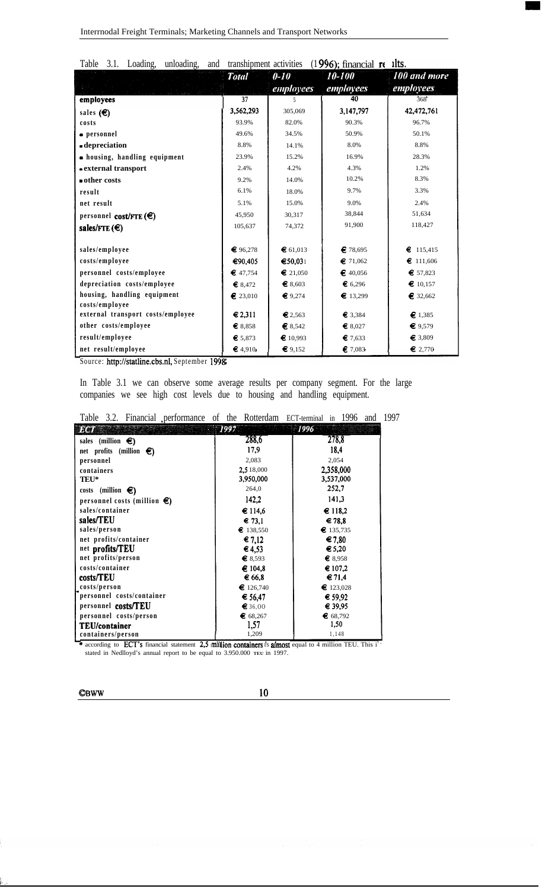Table 3.1. Loading, unloading, and transhipment activities (1996); financial results.

| | Total | 0-10 employees | 10-100 employees | 100 and more employees |
|---|---|---|---|---|
| **employees** | 37 | 5 | 40 | 368 |
| **sales (€)** | 3,562,293 | 305,069 | 3,147,797 | 42,472,761 |
| **costs** | 93.9% | 82.0% | 90.3% | 96.7% |
| **- personnel** | 49.6% | 34.5% | 50.9% | 50.1% |
| **- depreciation** | 8.8% | 14.1% | 8.0% | 8.8% |
| **- housing, handling equipment** | 23.9% | 15.2% | 16.9% | 28.3% |
| **- external transport** | 2.4% | 4.2% | 4.3% | 1.2% |
| **- other costs** | 9.2% | 14.0% | 10.2% | 8.3% |
| **result** | 6.1% | 18.0% | 9.7% | 3.3% |
| **net result** | 5.1% | 15.0% | 9.0% | 2.4% |
| **personnel cost/FTE (€)** | 45,950 | 30,317 | 38,844 | 51,634 |
| **sales/FTE (€)** | 105,637 | 74,372 | 91,900 | 118,427 |
| | | | | |
| **sales/employee** | € 96,278 | € 61,013 | € 78,695 | € 115,415 |
| **costs/employee** | € 90,405 | € 50,031 | € 71,062 | € 111,606 |
| **personnel costs/employee** | € 47,754 | € 21,050 | € 40,056 | € 57,823 |
| **depreciation costs/employee** | € 8,472 | € 8,603 | € 6,296 | € 10,157 |
| **housing, handling equipment costs/employee** | € 23,010 | € 9,274 | € 13,299 | € 32,662 |
| **external transport costs/employee** | € 2,311 | € 2,563 | € 3,384 | € 1,385 |
| **other costs/employee** | € 8,858 | € 8,542 | € 8,027 | € 9,579 |
| **result/employee** | € 5,873 | € 10,993 | € 7,633 | € 3,809 |
| **net result/employee** | € 4,910 | € 9,152 | € 7,083 | € 2,770 |

Source: http://statline.cbs.nl, September 1998.

In Table 3.1 we can observe some average results per company segment. For the large companies we see high cost levels due to housing and handling equipment.

Table 3.2. Financial performance of the Rotterdam ECT-terminal in 1996 and 1997

| ECT | 1997 | 1996 |
|---|---|---|
| **sales (million €)** | 288,6 | 278,8 |
| **net profits (million €)** | 17,9 | 18,4 |
| **personnel** | 2,083 | 2,054 |
| **containers** | 2,518,000 | 2,358,000 |
| **TEU*** | 3,950,000 | 3,537,000 |
| **costs (million €)** | 264,0 | 252,7 |
| **personnel costs (million €)** | 142,2 | 141,3 |
| **sales/container** | € 114,6 | € 118,2 |
| **sales/TEU** | € 73,1 | € 78,8 |
| **sales/person** | € 138,550 | € 135,735 |
| **net profits/container** | € 7,12 | € 7,80 |
| **net profits/TEU** | € 4,53 | € 5,20 |
| **net profits/person** | € 8,593 | € 8,958 |
| **costs/container** | € 104,8 | € 107,2 |
| **costs/TEU** | € 66,8 | € 71,4 |
| **costs/person** | € 126,740 | € 123,028 |
| **personnel costs/container** | € 56,47 | € 59,92 |
| **personnel costs/TEU** | € 36,00 | € 39,95 |
| **personnel costs/person** | € 68,267 | € 68,792 |
| **TEU/container** | 1,57 | 1,50 |
| **containers/person** | 1,209 | 1,148 |

\* according to ECT's financial statement 2,5 million containers is almost equal to 4 million TEU. This is stated in Nedlloyd's annual report to be equal to 3.950.000 TEU in 1997.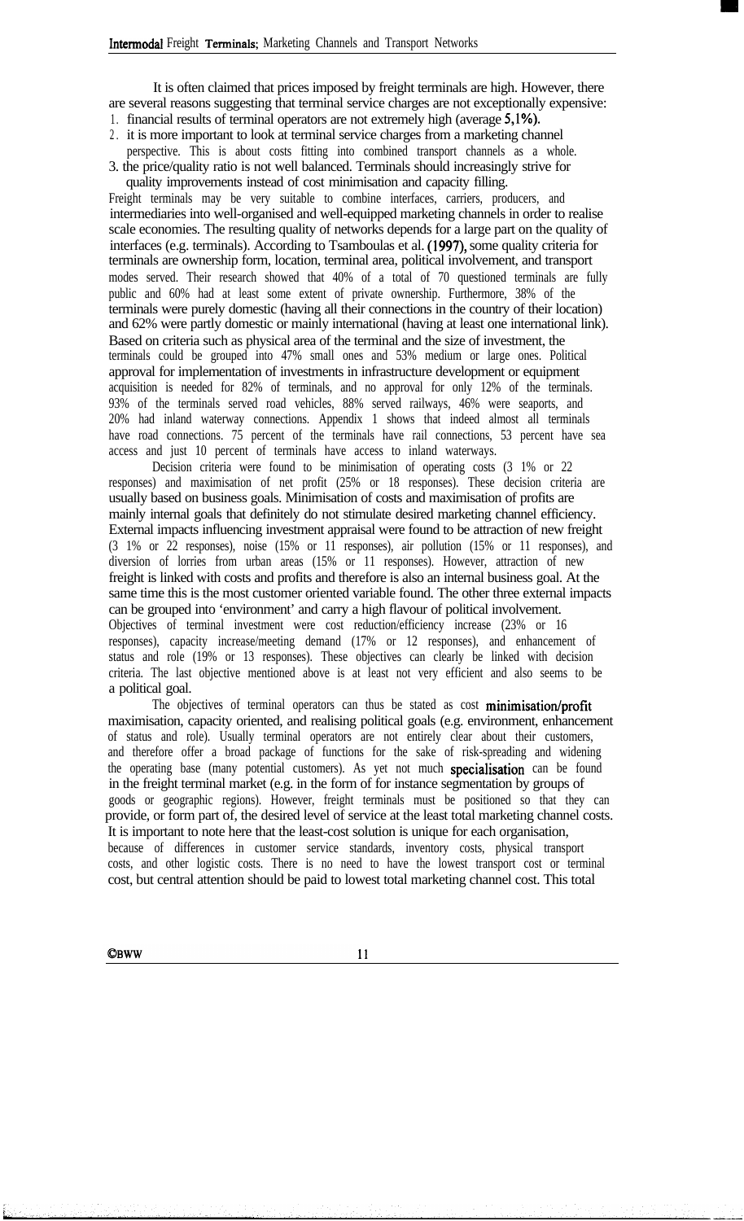It is often claimed that prices imposed by freight terminals are high. However, there are several reasons suggesting that terminal service charges are not exceptionally expensive:

1. financial results of terminal operators are not extremely high (average 5,1%).
2. it is more important to look at terminal service charges from a marketing channel perspective. This is about costs fitting into combined transport channels as a whole.
3. the price/quality ratio is not well balanced. Terminals should increasingly strive for quality improvements instead of cost minimisation and capacity filling.

Freight terminals may be very suitable to combine interfaces, carriers, producers, and intermediaries into well-organised and well-equipped marketing channels in order to realise scale economies. The resulting quality of networks depends for a large part on the quality of interfaces (e.g. terminals). According to Tsamboulas et al. (1997), some quality criteria for terminals are ownership form, location, terminal area, political involvement, and transport modes served. Their research showed that 40% of a total of 70 questioned terminals are fully public and 60% had at least some extent of private ownership. Furthermore, 38% of the terminals were purely domestic (having all their connections in the country of their location) and 62% were partly domestic or mainly international (having at least one international link). Based on criteria such as physical area of the terminal and the size of investment, the terminals could be grouped into 47% small ones and 53% medium or large ones. Political approval for implementation of investments in infrastructure development or equipment acquisition is needed for 82% of terminals, and no approval for only 12% of the terminals. 93% of the terminals served road vehicles, 88% served railways, 46% were seaports, and 20% had inland waterway connections. Appendix 1 shows that indeed almost all terminals have road connections. 75 percent of the terminals have rail connections, 53 percent have sea access and just 10 percent of terminals have access to inland waterways.

Decision criteria were found to be minimisation of operating costs (31% or 22 responses) and maximisation of net profit (25% or 18 responses). These decision criteria are usually based on business goals. Minimisation of costs and maximisation of profits are mainly internal goals that definitely do not stimulate desired marketing channel efficiency. External impacts influencing investment appraisal were found to be attraction of new freight (31% or 22 responses), noise (15% or 11 responses), air pollution (15% or 11 responses), and diversion of lorries from urban areas (15% or 11 responses). However, attraction of new freight is linked with costs and profits and therefore is also an internal business goal. At the same time this is the most customer oriented variable found. The other three external impacts can be grouped into 'environment' and carry a high flavour of political involvement. Objectives of terminal investment were cost reduction/efficiency increase (23% or 16 responses), capacity increase/meeting demand (17% or 12 responses), and enhancement of status and role (19% or 13 responses). These objectives can clearly be linked with decision criteria. The last objective mentioned above is at least not very efficient and also seems to be a political goal.

The objectives of terminal operators can thus be stated as cost minimisation/profit maximisation, capacity oriented, and realising political goals (e.g. environment, enhancement of status and role). Usually terminal operators are not entirely clear about their customers, and therefore offer a broad package of functions for the sake of risk-spreading and widening the operating base (many potential customers). As yet not much specialisation can be found in the freight terminal market (e.g. in the form of for instance segmentation by groups of goods or geographic regions). However, freight terminals must be positioned so that they can provide, or form part of, the desired level of service at the least total marketing channel costs. It is important to note here that the least-cost solution is unique for each organisation, because of differences in customer service standards, inventory costs, physical transport costs, and other logistic costs. There is no need to have the lowest transport cost or terminal cost, but central attention should be paid to lowest total marketing channel cost. This total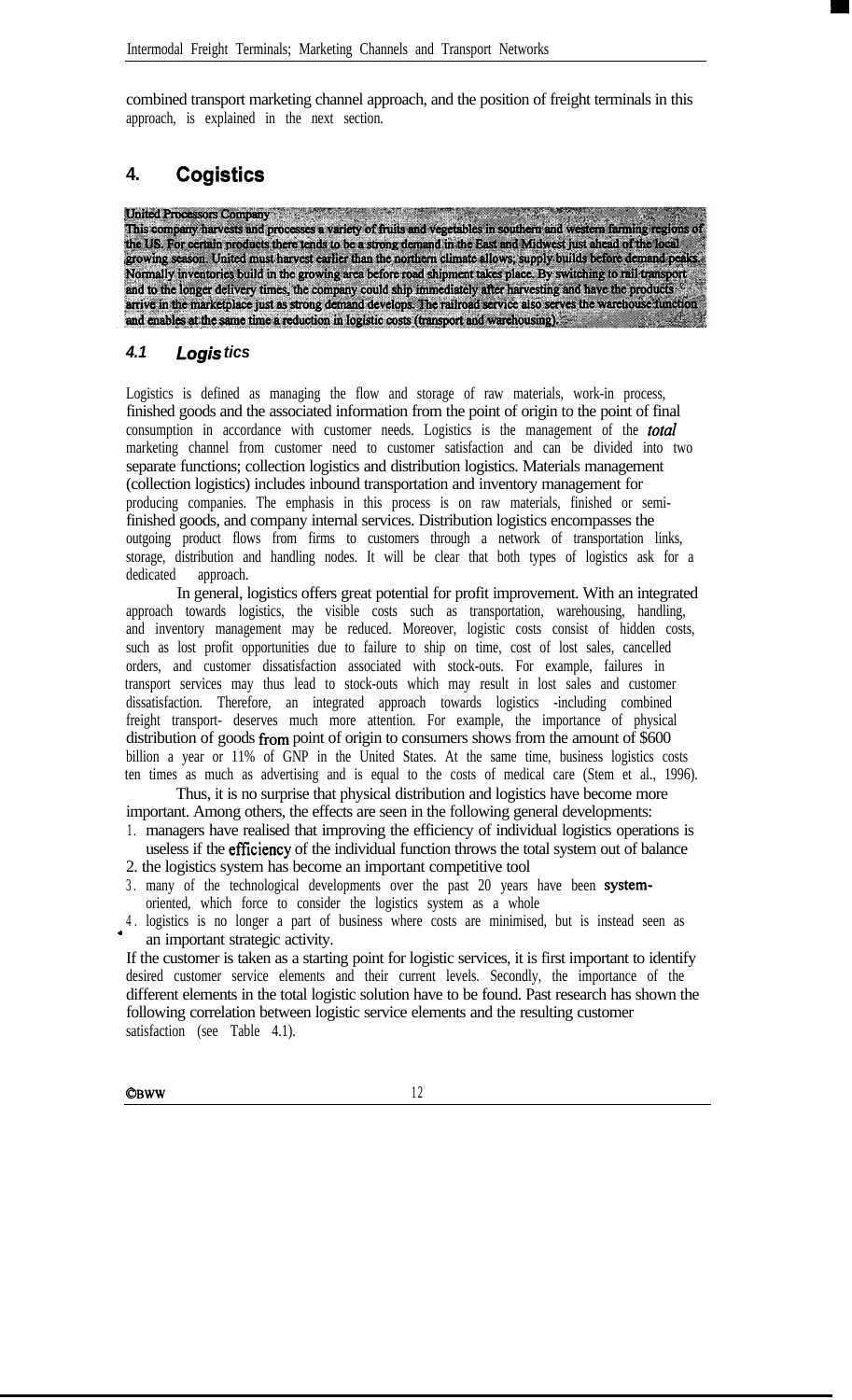combined transport marketing channel approach, and the position of freight terminals in this approach, is explained in the next section.

## 4. Cogistics

**United Processors Company**
**This company harvests and processes a variety of fruits and vegetables in southern and western farming regions of the US. For certain products there tends to be a strong demand in the East and Midwest just ahead of the local growing season. United must harvest earlier than the northern climate allows; supply builds before demand peaks. Normally inventories build in the growing area before road shipment takes place. By switching to rail transport and to the longer delivery times, the company could ship immediately after harvesting and have the products arrive in the marketplace just as strong demand develops. The railroad service also serves the warehouse function and enables at the same time a reduction in logistic costs (transport and warehousing).**

### 4.1 Logistics

Logistics is defined as managing the flow and storage of raw materials, work-in process, finished goods and the associated information from the point of origin to the point of final consumption in accordance with customer needs. Logistics is the management of the *total* marketing channel from customer need to customer satisfaction and can be divided into two separate functions; collection logistics and distribution logistics. Materials management (collection logistics) includes inbound transportation and inventory management for producing companies. The emphasis in this process is on raw materials, finished or semi-finished goods, and company internal services. Distribution logistics encompasses the outgoing product flows from firms to customers through a network of transportation links, storage, distribution and handling nodes. It will be clear that both types of logistics ask for a dedicated approach.

In general, logistics offers great potential for profit improvement. With an integrated approach towards logistics, the visible costs such as transportation, warehousing, handling, and inventory management may be reduced. Moreover, logistic costs consist of hidden costs, such as lost profit opportunities due to failure to ship on time, cost of lost sales, cancelled orders, and customer dissatisfaction associated with stock-outs. For example, failures in transport services may thus lead to stock-outs which may result in lost sales and customer dissatisfaction. Therefore, an integrated approach towards logistics -including combined freight transport- deserves much more attention. For example, the importance of physical distribution of goods from point of origin to consumers shows from the amount of $600 billion a year or 11% of GNP in the United States. At the same time, business logistics costs ten times as much as advertising and is equal to the costs of medical care (Stern et al., 1996).

Thus, it is no surprise that physical distribution and logistics have become more important. Among others, the effects are seen in the following general developments:

1. managers have realised that improving the efficiency of individual logistics operations is useless if the efficiency of the individual function throws the total system out of balance
2. the logistics system has become an important competitive tool
3. many of the technological developments over the past 20 years have been system-oriented, which force to consider the logistics system as a whole
4. logistics is no longer a part of business where costs are minimised, but is instead seen as an important strategic activity.

If the customer is taken as a starting point for logistic services, it is first important to identify desired customer service elements and their current levels. Secondly, the importance of the different elements in the total logistic solution have to be found. Past research has shown the following correlation between logistic service elements and the resulting customer satisfaction (see Table 4.1).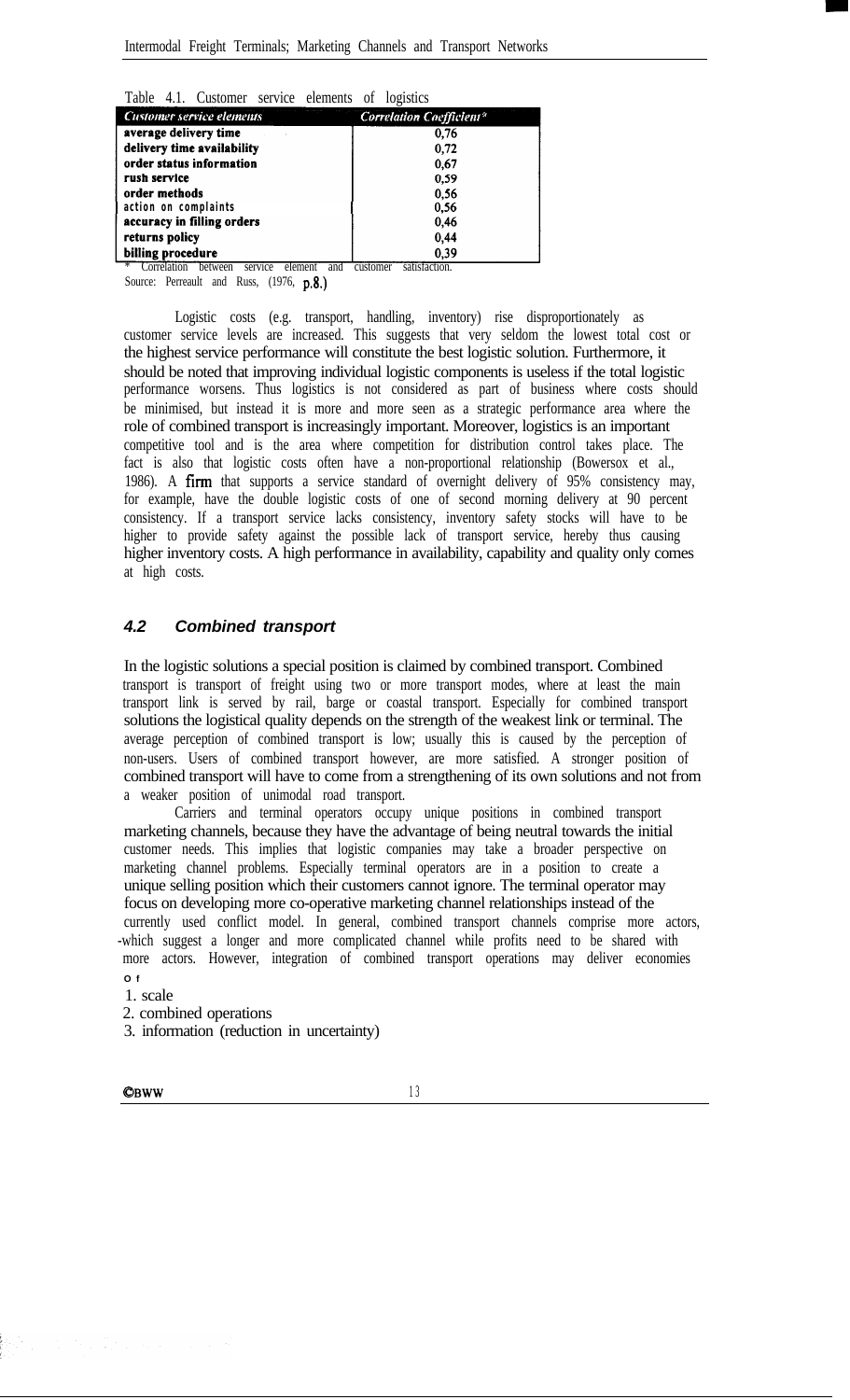Table 4.1. Customer service elements of logistics

| Customer service elements | Correlation Coefficient* |
|---|---|
| average delivery time | 0,76 |
| delivery time availability | 0,72 |
| order status information | 0,67 |
| rush service | 0,59 |
| order methods | 0,56 |
| action on complaints | 0,56 |
| accuracy in filling orders | 0,46 |
| returns policy | 0,44 |
| billing procedure | 0,39 |

\* Correlation between service element and customer satisfaction.

Source: Perreault and Russ, (1976, p.8.)

Logistic costs (e.g. transport, handling, inventory) rise disproportionately as customer service levels are increased. This suggests that very seldom the lowest total cost or the highest service performance will constitute the best logistic solution. Furthermore, it should be noted that improving individual logistic components is useless if the total logistic performance worsens. Thus logistics is not considered as part of business where costs should be minimised, but instead it is more and more seen as a strategic performance area where the role of combined transport is increasingly important. Moreover, logistics is an important competitive tool and is the area where competition for distribution control takes place. The fact is also that logistic costs often have a non-proportional relationship (Bowersox et al., 1986). A firm that supports a service standard of overnight delivery of 95% consistency may, for example, have the double logistic costs of one of second morning delivery at 90 percent consistency. If a transport service lacks consistency, inventory safety stocks will have to be higher to provide safety against the possible lack of transport service, hereby thus causing higher inventory costs. A high performance in availability, capability and quality only comes at high costs.

## *4.2 Combined transport*

In the logistic solutions a special position is claimed by combined transport. Combined transport is transport of freight using two or more transport modes, where at least the main transport link is served by rail, barge or coastal transport. Especially for combined transport solutions the logistical quality depends on the strength of the weakest link or terminal. The average perception of combined transport is low; usually this is caused by the perception of non-users. Users of combined transport however, are more satisfied. A stronger position of combined transport will have to come from a strengthening of its own solutions and not from a weaker position of unimodal road transport.

Carriers and terminal operators occupy unique positions in combined transport marketing channels, because they have the advantage of being neutral towards the initial customer needs. This implies that logistic companies may take a broader perspective on marketing channel problems. Especially terminal operators are in a position to create a unique selling position which their customers cannot ignore. The terminal operator may focus on developing more co-operative marketing channel relationships instead of the currently used conflict model. In general, combined transport channels comprise more actors, -which suggest a longer and more complicated channel while profits need to be shared with more actors. However, integration of combined transport operations may deliver economies of

1. scale
2. combined operations
3. information (reduction in uncertainty)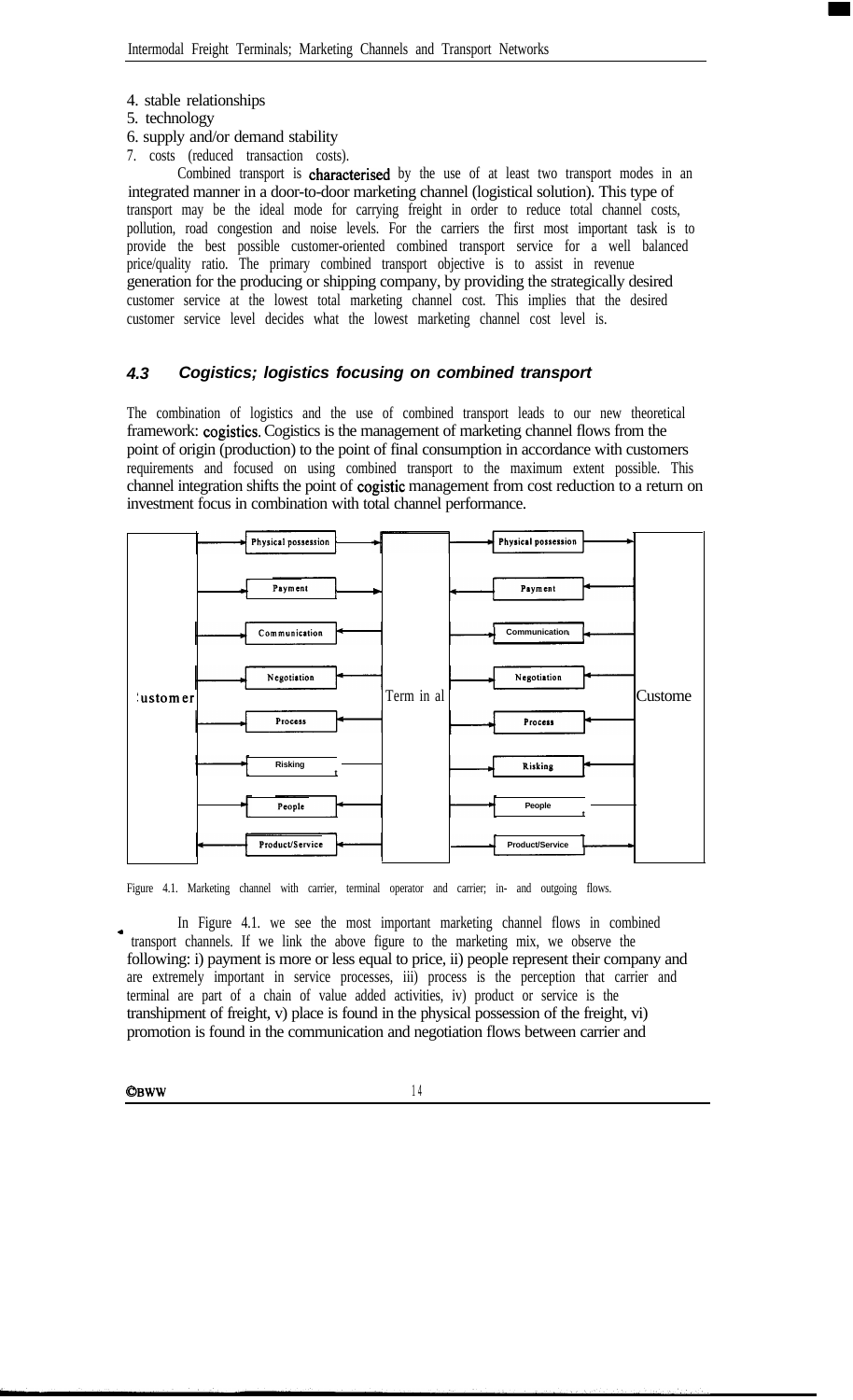4. stable relationships
5. technology
6. supply and/or demand stability
7. costs (reduced transaction costs).

Combined transport is characterised by the use of at least two transport modes in an integrated manner in a door-to-door marketing channel (logistical solution). This type of transport may be the ideal mode for carrying freight in order to reduce total channel costs, pollution, road congestion and noise levels. For the carriers the first most important task is to provide the best possible customer-oriented combined transport service for a well balanced price/quality ratio. The primary combined transport objective is to assist in revenue generation for the producing or shipping company, by providing the strategically desired customer service at the lowest total marketing channel cost. This implies that the desired customer service level decides what the lowest marketing channel cost level is.

### *4.3 Cogistics; logistics focusing on combined transport*

The combination of logistics and the use of combined transport leads to our new theoretical framework: cogistics. Cogistics is the management of marketing channel flows from the point of origin (production) to the point of final consumption in accordance with customers requirements and focused on using combined transport to the maximum extent possible. This channel integration shifts the point of cogistic management from cost reduction to a return on investment focus in combination with total channel performance.

| Customer | | Terminal | | Customer |
|---|---|---|---|---|
| | Physical possession | | Physical possession | |
| | Payment | | Payment | |
| | Communication | | Communication | |
| | Negotiation | | Negotiation | |
| | Process | | Process | |
| | Risking | | Risking | |
| | People | | People | |
| | Product/Service | | Product/Service | |

Figure 4.1. Marketing channel with carrier, terminal operator and carrier; in- and outgoing flows.

In Figure 4.1. we see the most important marketing channel flows in combined transport channels. If we link the above figure to the marketing mix, we observe the following: i) payment is more or less equal to price, ii) people represent their company and are extremely important in service processes, iii) process is the perception that carrier and terminal are part of a chain of value added activities, iv) product or service is the transhipment of freight, v) place is found in the physical possession of the freight, vi) promotion is found in the communication and negotiation flows between carrier and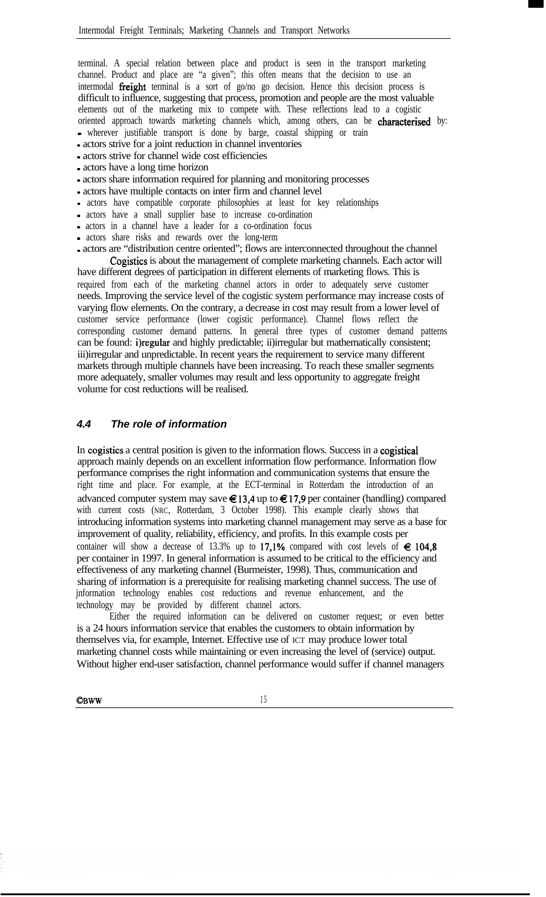terminal. A special relation between place and product is seen in the transport marketing channel. Product and place are "a given"; this often means that the decision to use an intermodal freight terminal is a sort of go/no go decision. Hence this decision process is difficult to influence, suggesting that process, promotion and people are the most valuable elements out of the marketing mix to compete with. These reflections lead to a cogistic oriented approach towards marketing channels which, among others, can be characterised by:

- wherever justifiable transport is done by barge, coastal shipping or train
- actors strive for a joint reduction in channel inventories
- actors strive for channel wide cost efficiencies
- actors have a long time horizon
- actors share information required for planning and monitoring processes
- actors have multiple contacts on inter firm and channel level
- actors have compatible corporate philosophies at least for key relationships
- actors have a small supplier base to increase co-ordination
- actors in a channel have a leader for a co-ordination focus
- actors share risks and rewards over the long-term
- actors are "distribution centre oriented"; flows are interconnected throughout the channel

Cogistics is about the management of complete marketing channels. Each actor will have different degrees of participation in different elements of marketing flows. This is required from each of the marketing channel actors in order to adequately serve customer needs. Improving the service level of the cogistic system performance may increase costs of varying flow elements. On the contrary, a decrease in cost may result from a lower level of customer service performance (lower cogistic performance). Channel flows reflect the corresponding customer demand patterns. In general three types of customer demand patterns can be found: i)regular and highly predictable; ii)irregular but mathematically consistent; iii)irregular and unpredictable. In recent years the requirement to service many different markets through multiple channels have been increasing. To reach these smaller segments more adequately, smaller volumes may result and less opportunity to aggregate freight volume for cost reductions will be realised.

### *4.4 The role of information*

In cogistics a central position is given to the information flows. Success in a cogistical approach mainly depends on an excellent information flow performance. Information flow performance comprises the right information and communication systems that ensure the right time and place. For example, at the ECT-terminal in Rotterdam the introduction of an advanced computer system may save € 13,4 up to € 17,9 per container (handling) compared with current costs (NRC, Rotterdam, 3 October 1998). This example clearly shows that introducing information systems into marketing channel management may serve as a base for improvement of quality, reliability, efficiency, and profits. In this example costs per container will show a decrease of 13.3% up to 17,1% compared with cost levels of € 104,8 per container in 1997. In general information is assumed to be critical to the efficiency and effectiveness of any marketing channel (Burmeister, 1998). Thus, communication and sharing of information is a prerequisite for realising marketing channel success. The use of information technology enables cost reductions and revenue enhancement, and the technology may be provided by different channel actors.

Either the required information can be delivered on customer request; or even better is a 24 hours information service that enables the customers to obtain information by themselves via, for example, Internet. Effective use of ICT may produce lower total marketing channel costs while maintaining or even increasing the level of (service) output. Without higher end-user satisfaction, channel performance would suffer if channel managers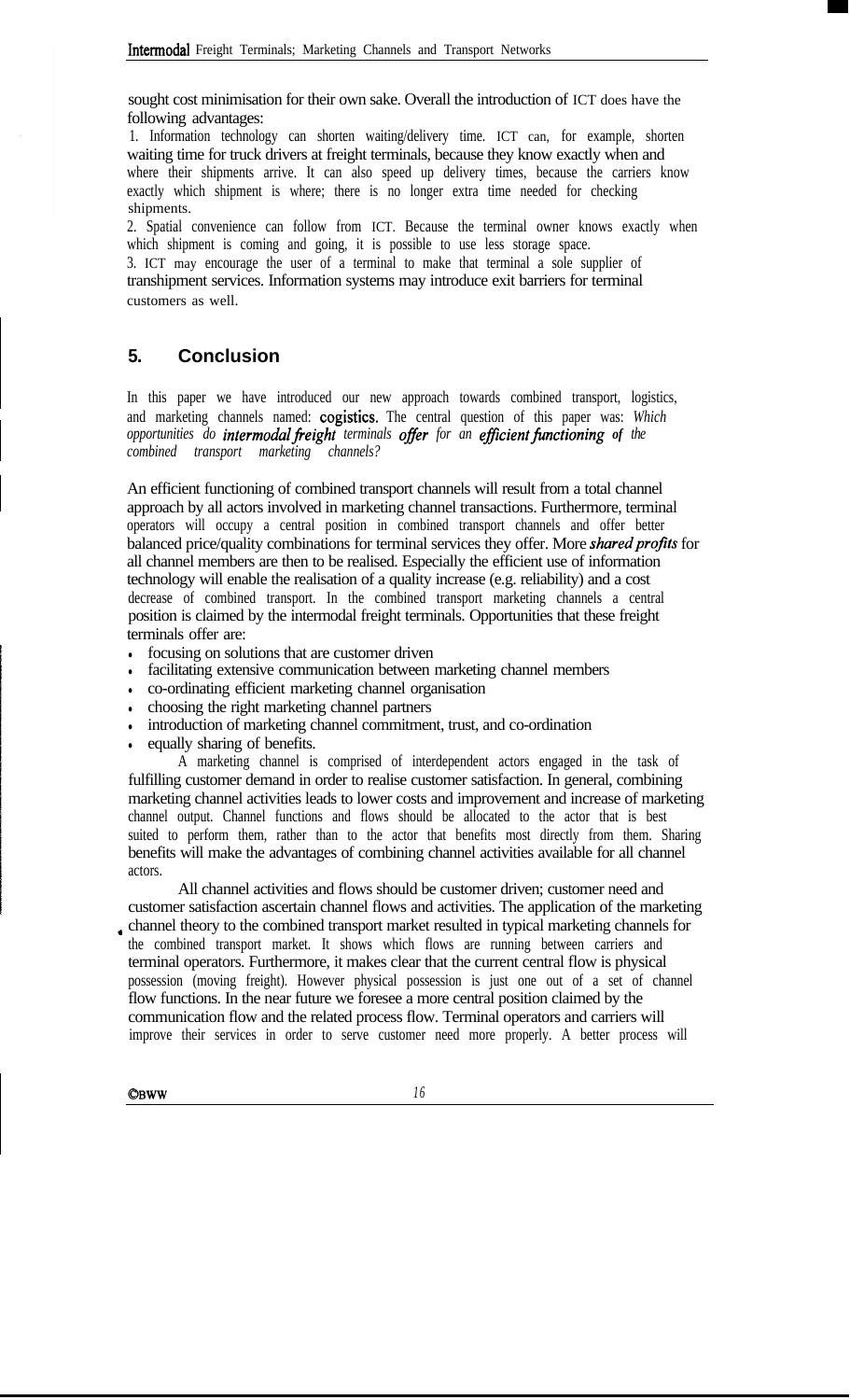sought cost minimisation for their own sake. Overall the introduction of ICT does have the following advantages:

1. Information technology can shorten waiting/delivery time. ICT can, for example, shorten waiting time for truck drivers at freight terminals, because they know exactly when and where their shipments arrive. It can also speed up delivery times, because the carriers know exactly which shipment is where; there is no longer extra time needed for checking shipments.
2. Spatial convenience can follow from ICT. Because the terminal owner knows exactly when which shipment is coming and going, it is possible to use less storage space.
3. ICT may encourage the user of a terminal to make that terminal a sole supplier of transhipment services. Information systems may introduce exit barriers for terminal customers as well.

## 5. Conclusion

In this paper we have introduced our new approach towards combined transport, logistics, and marketing channels named: **cogistics**. The central question of this paper was: *Which opportunities do **intermodal freight** terminals **offer** for an **efficient functioning of** the combined transport marketing channels?*

An efficient functioning of combined transport channels will result from a total channel approach by all actors involved in marketing channel transactions. Furthermore, terminal operators will occupy a central position in combined transport channels and offer better balanced price/quality combinations for terminal services they offer. More ***shared profits*** for all channel members are then to be realised. Especially the efficient use of information technology will enable the realisation of a quality increase (e.g. reliability) and a cost decrease of combined transport. In the combined transport marketing channels a central position is claimed by the intermodal freight terminals. Opportunities that these freight terminals offer are:

- focusing on solutions that are customer driven
- facilitating extensive communication between marketing channel members
- co-ordinating efficient marketing channel organisation
- choosing the right marketing channel partners
- introduction of marketing channel commitment, trust, and co-ordination
- equally sharing of benefits.

A marketing channel is comprised of interdependent actors engaged in the task of fulfilling customer demand in order to realise customer satisfaction. In general, combining marketing channel activities leads to lower costs and improvement and increase of marketing channel output. Channel functions and flows should be allocated to the actor that is best suited to perform them, rather than to the actor that benefits most directly from them. Sharing benefits will make the advantages of combining channel activities available for all channel actors.

All channel activities and flows should be customer driven; customer need and customer satisfaction ascertain channel flows and activities. The application of the marketing channel theory to the combined transport market resulted in typical marketing channels for the combined transport market. It shows which flows are running between carriers and terminal operators. Furthermore, it makes clear that the current central flow is physical possession (moving freight). However physical possession is just one out of a set of channel flow functions. In the near future we foresee a more central position claimed by the communication flow and the related process flow. Terminal operators and carriers will improve their services in order to serve customer need more properly. A better process will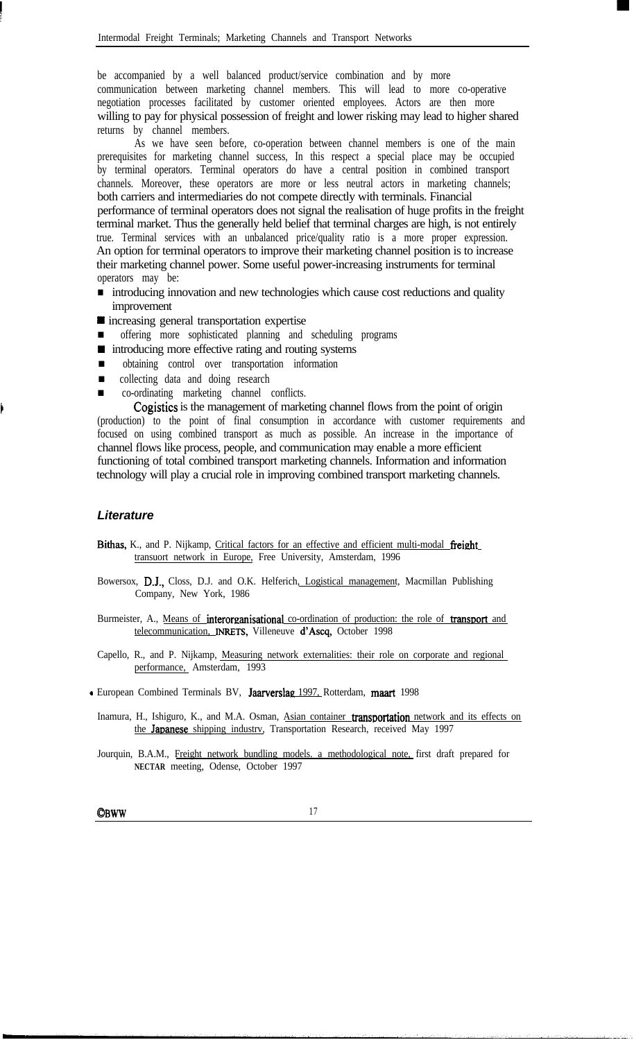be accompanied by a well balanced product/service combination and by more communication between marketing channel members. This will lead to more co-operative negotiation processes facilitated by customer oriented employees. Actors are then more willing to pay for physical possession of freight and lower risking may lead to higher shared returns by channel members.

As we have seen before, co-operation between channel members is one of the main prerequisites for marketing channel success, In this respect a special place may be occupied by terminal operators. Terminal operators do have a central position in combined transport channels. Moreover, these operators are more or less neutral actors in marketing channels; both carriers and intermediaries do not compete directly with terminals. Financial performance of terminal operators does not signal the realisation of huge profits in the freight terminal market. Thus the generally held belief that terminal charges are high, is not entirely true. Terminal services with an unbalanced price/quality ratio is a more proper expression. An option for terminal operators to improve their marketing channel position is to increase their marketing channel power. Some useful power-increasing instruments for terminal operators may be:

- introducing innovation and new technologies which cause cost reductions and quality improvement
- increasing general transportation expertise
- offering more sophisticated planning and scheduling programs
- introducing more effective rating and routing systems
- obtaining control over transportation information
- collecting data and doing research
- co-ordinating marketing channel conflicts.

Cogistics is the management of marketing channel flows from the point of origin (production) to the point of final consumption in accordance with customer requirements and focused on using combined transport as much as possible. An increase in the importance of channel flows like process, people, and communication may enable a more efficient functioning of total combined transport marketing channels. Information and information technology will play a crucial role in improving combined transport marketing channels.

### Literature

Bithas, K., and P. Nijkamp, Critical factors for an effective and efficient multi-modal freight transuort network in Europe, Free University, Amsterdam, 1996

Bowersox, D.J., Closs, D.J. and O.K. Helferich, Logistical management, Macmillan Publishing Company, New York, 1986

Burmeister, A., Means of interorganisational co-ordination of production: the role of transport and telecommunication, INRETS, Villeneuve d'Ascq, October 1998

Capello, R., and P. Nijkamp, Measuring network externalities: their role on corporate and regional performance, Amsterdam, 1993

European Combined Terminals BV, Jaarverslag 1997, Rotterdam, maart 1998

Inamura, H., Ishiguro, K., and M.A. Osman, Asian container transportation network and its effects on the Japanese shipping industrv, Transportation Research, received May 1997

Jourquin, B.A.M., Freight network bundling models. a methodological note, first draft prepared for NECTAR meeting, Odense, October 1997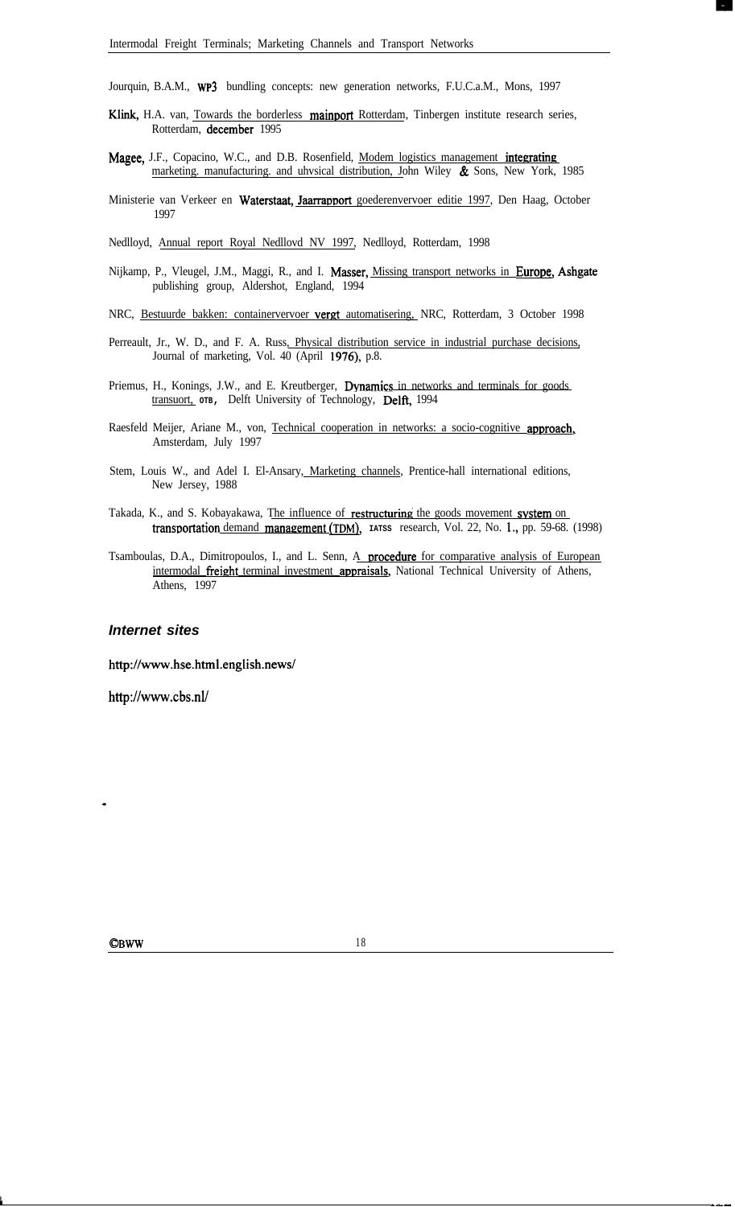Jourquin, B.A.M., WP3 bundling concepts: new generation networks, F.U.C.a.M., Mons, 1997

Klink, H.A. van, Towards the borderless mainport Rotterdam, Tinbergen institute research series, Rotterdam, december 1995

Magee, J.F., Copacino, W.C., and D.B. Rosenfield, Modem logistics management integrating marketing. manufacturing. and uhysical distribution, John Wiley & Sons, New York, 1985

Ministerie van Verkeer en Waterstaat, Jaarrapport goederenvervoer editie 1997, Den Haag, October 1997

Nedlloyd, Annual report Royal Nedllovd NV 1997, Nedlloyd, Rotterdam, 1998

Nijkamp, P., Vleugel, J.M., Maggi, R., and I. Masser, Missing transport networks in Europe, Ashgate publishing group, Aldershot, England, 1994

NRC, Bestuurde bakken: containervervoer vergt automatisering, NRC, Rotterdam, 3 October 1998

Perreault, Jr., W. D., and F. A. Russ, Physical distribution service in industrial purchase decisions, Journal of marketing, Vol. 40 (April 1976), p.8.

Priemus, H., Konings, J.W., and E. Kreutberger, Dynamics in networks and terminals for goods transuort, OTB, Delft University of Technology, Delft, 1994

Raesfeld Meijer, Ariane M., von, Technical cooperation in networks: a socio-cognitive approach, Amsterdam, July 1997

Stem, Louis W., and Adel I. El-Ansary, Marketing channels, Prentice-hall international editions, New Jersey, 1988

Takada, K., and S. Kobayakawa, The influence of restructuring the goods movement system on transportation demand management (TDM), IATSS research, Vol. 22, No. 1., pp. 59-68. (1998)

Tsamboulas, D.A., Dimitropoulos, I., and L. Senn, A procedure for comparative analysis of European intermodal freight terminal investment appraisals, National Technical University of Athens, Athens, 1997

### *Internet sites*

http://www.hse.html.english.news/

http://www.cbs.nl/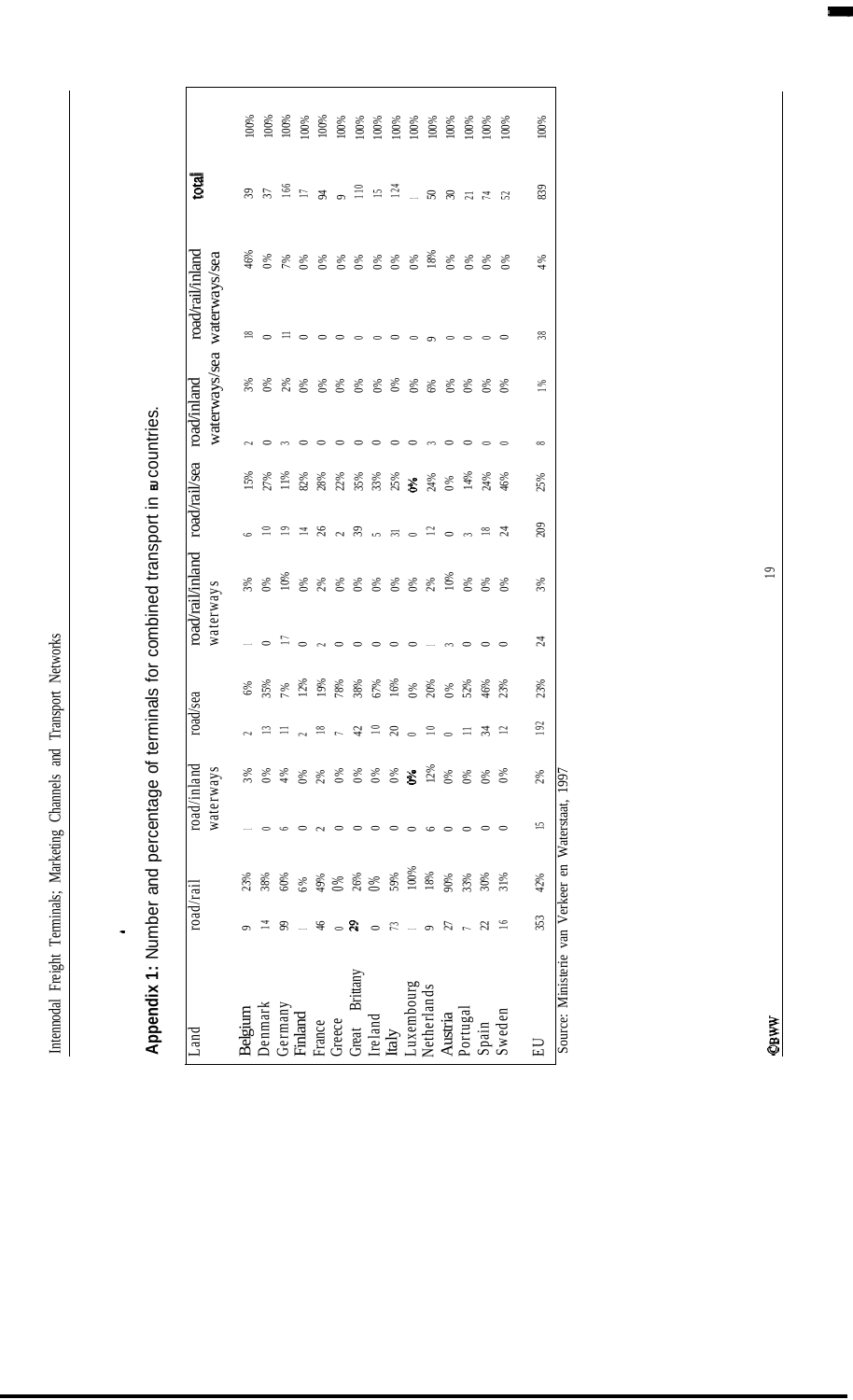## Appendix 1: Number and percentage of terminals for combined transport in EU countries.

| Land | road/rail | | road/inland waterways | | road/sea | | road/rail/inland waterways | | road/rail/sea | | road/inland waterways/sea | | road/rail/inland waterways/sea | | total | |
|---|---|---|---|---|---|---|---|---|---|---|---|---|---|---|---|---|
| Belgium | 9 | 23% | 1 | 3% | 2 | 6% | 1 | 3% | 6 | 15% | 2 | 3% | 18 | 46% | 39 | 100% |
| Denmark | 14 | 38% | 0 | 0% | 13 | 35% | 0 | 0% | 10 | 27% | 0 | 0% | 0 | 0% | 37 | 100% |
| Germany | 99 | 60% | 6 | 4% | 11 | 7% | 17 | 10% | 19 | 11% | 3 | 2% | 11 | 7% | 166 | 100% |
| Finland | 1 | 6% | 0 | 0% | 2 | 12% | 0 | 0% | 14 | 82% | 0 | 0% | 0 | 0% | 17 | 100% |
| France | 46 | 49% | 2 | 2% | 18 | 19% | 2 | 2% | 26 | 28% | 0 | 0% | 0 | 0% | 94 | 100% |
| Greece | 0 | 0% | 0 | 0% | 7 | 78% | 0 | 0% | 2 | 22% | 0 | 0% | 0 | 0% | 9 | 100% |
| Great Brittany | 29 | 26% | 0 | 0% | 42 | 38% | 0 | 0% | 39 | 35% | 0 | 0% | 0 | 0% | 110 | 100% |
| Ireland | 0 | 0% | 0 | 0% | 10 | 67% | 0 | 0% | 5 | 33% | 0 | 0% | 0 | 0% | 15 | 100% |
| Italy | 73 | 59% | 0 | 0% | 20 | 16% | 0 | 0% | 31 | 25% | 0 | 0% | 0 | 0% | 124 | 100% |
| Luxembourg | 1 | 100% | 0 | 0% | 0 | 0% | 0 | 0% | 0 | 0% | 0 | 0% | 0 | 0% | 1 | 100% |
| Netherlands | 9 | 18% | 6 | 12% | 10 | 20% | 1 | 2% | 12 | 24% | 3 | 6% | 9 | 18% | 50 | 100% |
| Austria | 27 | 90% | 0 | 0% | 0 | 0% | 3 | 10% | 0 | 0% | 0 | 0% | 0 | 0% | 30 | 100% |
| Portugal | 7 | 33% | 0 | 0% | 11 | 52% | 0 | 0% | 3 | 14% | 0 | 0% | 0 | 0% | 21 | 100% |
| Spain | 22 | 30% | 0 | 0% | 34 | 46% | 0 | 0% | 18 | 24% | 0 | 0% | 0 | 0% | 74 | 100% |
| Sweden | 16 | 31% | 0 | 0% | 12 | 23% | 0 | 0% | 24 | 46% | 0 | 0% | 0 | 0% | 52 | 100% |
| EU | 353 | 42% | 15 | 2% | 192 | 23% | 24 | 3% | 209 | 25% | 8 | 1% | 38 | 4% | 839 | 100% |

Source: Ministerie van Verkeer en Waterstaat, 1997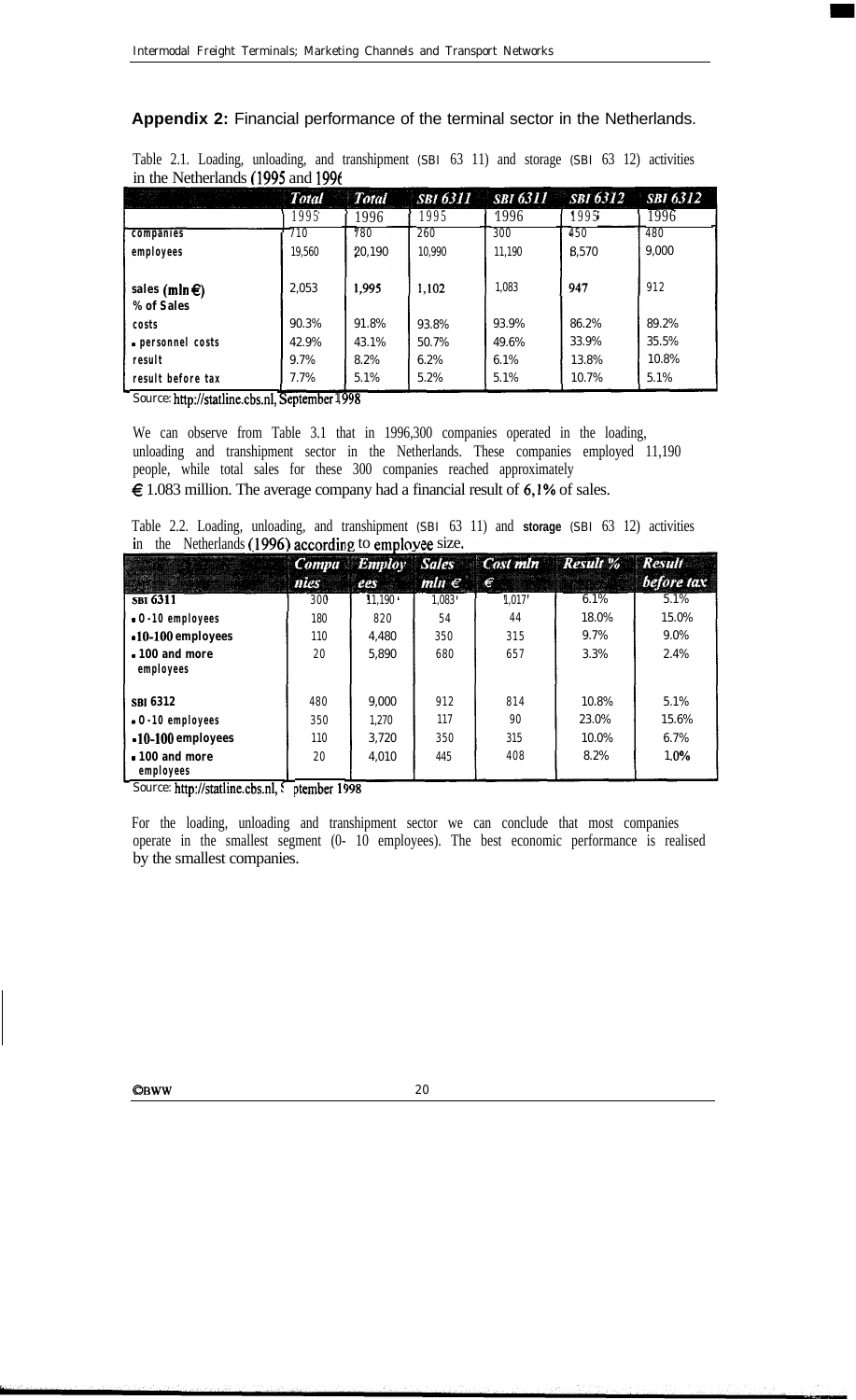**Appendix 2:** Financial performance of the terminal sector in the Netherlands.

Table 2.1. Loading, unloading, and transhipment (SBI 63 11) and storage (SBI 63 12) activities in the Netherlands (1995 and 1996)

| | Total | Total | SBI 6311 | SBI 6311 | SBI 6312 | SBI 6312 |
|---|---|---|---|---|---|---|
| | 1995 | 1996 | 1995 | 1996 | 1995 | 1996 |
| companies | 710 | 780 | 260 | 300 | 450 | 480 |
| employees | 19,560 | 20,190 | 10,990 | 11,190 | 8,570 | 9,000 |
| sales (mln €) | 2,053 | 1,995 | 1,102 | 1,083 | 947 | 912 |
| % of Sales | | | | | | |
| costs | 90.3% | 91.8% | 93.8% | 93.9% | 86.2% | 89.2% |
| - personnel costs | 42.9% | 43.1% | 50.7% | 49.6% | 33.9% | 35.5% |
| result | 9.7% | 8.2% | 6.2% | 6.1% | 13.8% | 10.8% |
| result before tax | 7.7% | 5.1% | 5.2% | 5.1% | 10.7% | 5.1% |

Source: http://statline.cbs.nl, September 1998

We can observe from Table 3.1 that in 1996,300 companies operated in the loading, unloading and transhipment sector in the Netherlands. These companies employed 11,190 people, while total sales for these 300 companies reached approximately € 1.083 million. The average company had a financial result of 6,1% of sales.

Table 2.2. Loading, unloading, and transhipment (SBI 63 11) and storage (SBI 63 12) activities in the Netherlands (1996) according to employee size.

| | Companies | Employees | Sales mln € | Cost mln € | Result % | Result before tax |
|---|---|---|---|---|---|---|
| SBI 6311 | 300 | 11,190 | 1,083 | 1,017 | 6.1% | 5.1% |
| - 0-10 employees | 180 | 820 | 54 | 44 | 18.0% | 15.0% |
| - 10-100 employees | 110 | 4,480 | 350 | 315 | 9.7% | 9.0% |
| - 100 and more employees | 20 | 5,890 | 680 | 657 | 3.3% | 2.4% |
| SBI 6312 | 480 | 9,000 | 912 | 814 | 10.8% | 5.1% |
| - 0-10 employees | 350 | 1,270 | 117 | 90 | 23.0% | 15.6% |
| - 10-100 employees | 110 | 3,720 | 350 | 315 | 10.0% | 6.7% |
| - 100 and more employees | 20 | 4,010 | 445 | 408 | 8.2% | 1.0% |

Source: http://statline.cbs.nl, September 1998

For the loading, unloading and transhipment sector we can conclude that most companies operate in the smallest segment (0- 10 employees). The best economic performance is realised by the smallest companies.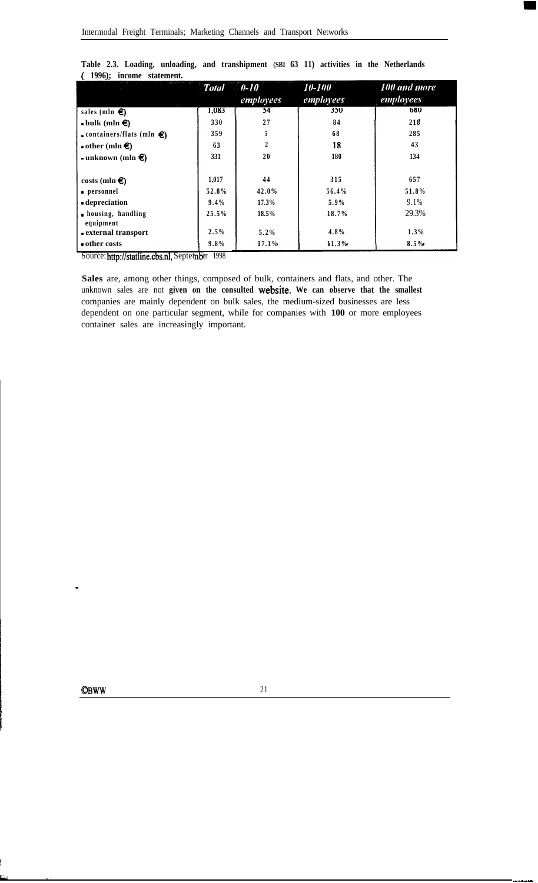**Table 2.3. Loading, unloading, and transhipment (SBI 63 11) activities in the Netherlands (1996); income statement.**

| | Total | 0-10 employees | 10-100 employees | 100 and more employees |
|---|---|---|---|---|
| sales (mln €) | 1,083 | 54 | 350 | 680 |
| - bulk (mln €) | 330 | 27 | 84 | 218 |
| - containers/flats (mln €) | 359 | 5 | 68 | 285 |
| - other (mln €) | 63 | 2 | 18 | 43 |
| - unknown (mln €) | 331 | 20 | 180 | 134 |
| | | | | |
| costs (mln €) | 1,017 | 44 | 315 | 657 |
| - personnel | 52.8% | 42.0% | 56.4% | 51.8% |
| - depreciation | 9.4% | 17.3% | 5.9% | 9.1% |
| - housing, handling equipment | 25.5% | 18.5% | 18.7% | 29.3% |
| - external transport | 2.5% | 5.2% | 4.8% | 1.3% |
| - other costs | 9.8% | 17.1% | 11.3% | 8.5% |

Source: http://statline.cbs.nl, September 1998

**Sales** are, among other things, composed of bulk, containers and flats, and other. The unknown sales are not given on the consulted website. We can observe that the smallest companies are mainly dependent on bulk sales, the medium-sized businesses are less dependent on one particular segment, while for companies with **100** or more employees container sales are increasingly important.